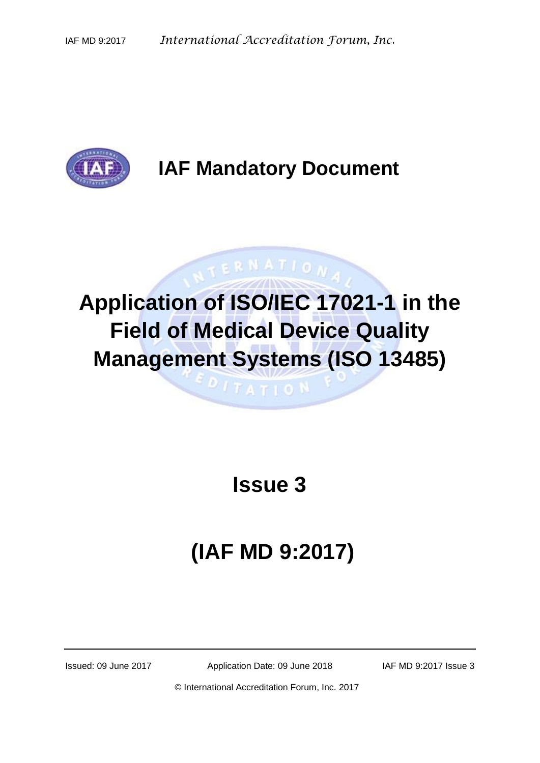# IAF Mandatory Document

# Application of ISO/IEC 17021-1 in the Field of Medical Device Quality Management Systems (ISO 13485)

## Issue 3

## (IAF MD 9:2017)

Issued: 09 June 2017 Application Date: 09 June 2018 IAF MD 9:2017 Issue 3

© International Accreditation Forum, Inc. 2017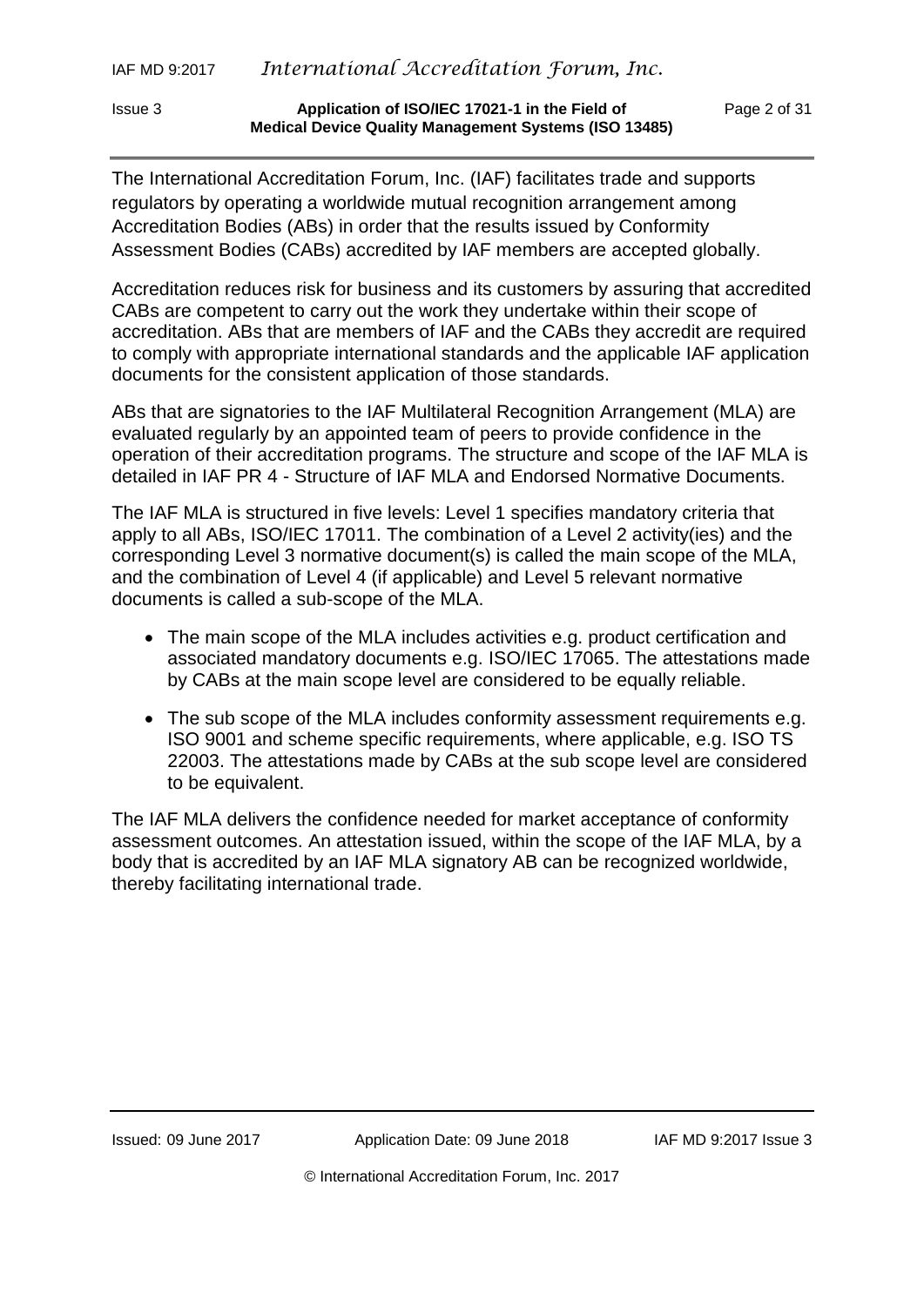The International Accreditation Forum, Inc. (IAF) facilitates trade and supports regulators by operating a worldwide mutual recognition arrangement among Accreditation Bodies (ABs) in order that the results issued by Conformity Assessment Bodies (CABs) accredited by IAF members are accepted globally.

Accreditation reduces risk for business and its customers by assuring that accredited CABs are competent to carry out the work they undertake within their scope of accreditation. ABs that are members of IAF and the CABs they accredit are required to comply with appropriate international standards and the applicable IAF application documents for the consistent application of those standards.

ABs that are signatories to the IAF Multilateral Recognition Arrangement (MLA) are evaluated regularly by an appointed team of peers to provide confidence in the operation of their accreditation programs. The structure and scope of the IAF MLA is detailed in IAF PR 4 - Structure of IAF MLA and Endorsed Normative Documents.

The IAF MLA is structured in five levels: Level 1 specifies mandatory criteria that apply to all ABs, ISO/IEC 17011. The combination of a Level 2 activity(ies) and the corresponding Level 3 normative document(s) is called the main scope of the MLA, and the combination of Level 4 (if applicable) and Level 5 relevant normative documents is called a sub-scope of the MLA.

- The main scope of the MLA includes activities e.g. product certification and associated mandatory documents e.g. ISO/IEC 17065. The attestations made by CABs at the main scope level are considered to be equally reliable.
- The sub scope of the MLA includes conformity assessment requirements e.g. ISO 9001 and scheme specific requirements, where applicable, e.g. ISO TS 22003. The attestations made by CABs at the sub scope level are considered to be equivalent.

The IAF MLA delivers the confidence needed for market acceptance of conformity assessment outcomes. An attestation issued, within the scope of the IAF MLA, by a body that is accredited by an IAF MLA signatory AB can be recognized worldwide, thereby facilitating international trade.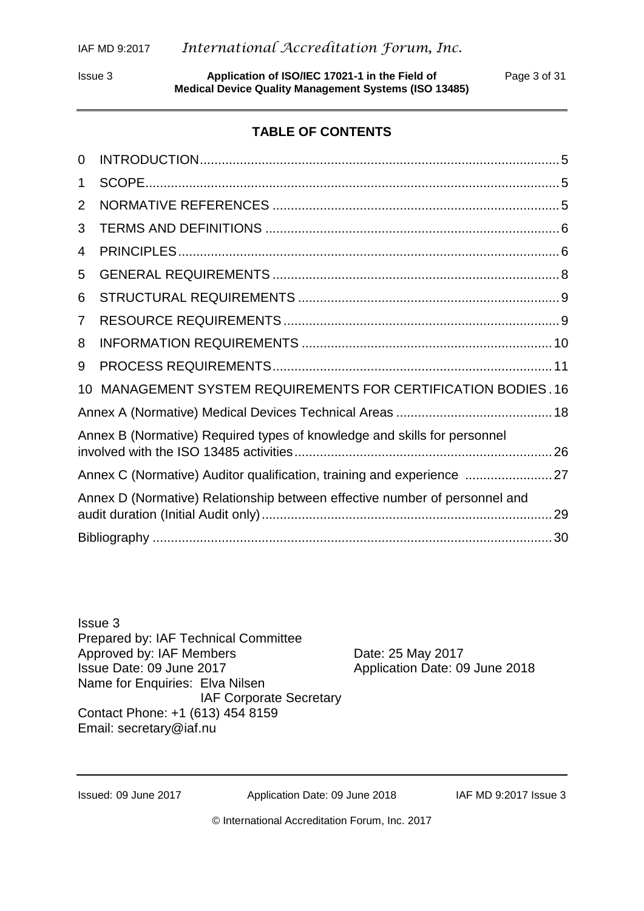## TABLE OF CONTENTS

0 INTRODUCTION .......... 5

1 SCOPE .......... 5

2 NORMATIVE REFERENCES .......... 5

3 TERMS AND DEFINITIONS .......... 6

4 PRINCIPLES .......... 6

5 GENERAL REQUIREMENTS .......... 8

6 STRUCTURAL REQUIREMENTS .......... 9

7 RESOURCE REQUIREMENTS .......... 9

8 INFORMATION REQUIREMENTS .......... 10

9 PROCESS REQUIREMENTS .......... 11

10 MANAGEMENT SYSTEM REQUIREMENTS FOR CERTIFICATION BODIES .......... 16

Annex A (Normative) Medical Devices Technical Areas .......... 18

Annex B (Normative) Required types of knowledge and skills for personnel involved with the ISO 13485 activities .......... 26

Annex C (Normative) Auditor qualification, training and experience .......... 27

Annex D (Normative) Relationship between effective number of personnel and audit duration (Initial Audit only) .......... 29

Bibliography .......... 30

Issue 3
Prepared by: IAF Technical Committee
Approved by: IAF Members — Date: 25 May 2017
Issue Date: 09 June 2017 — Application Date: 09 June 2018
Name for Enquiries: Elva Nilsen
IAF Corporate Secretary
Contact Phone: +1 (613) 454 8159
Email: secretary@iaf.nu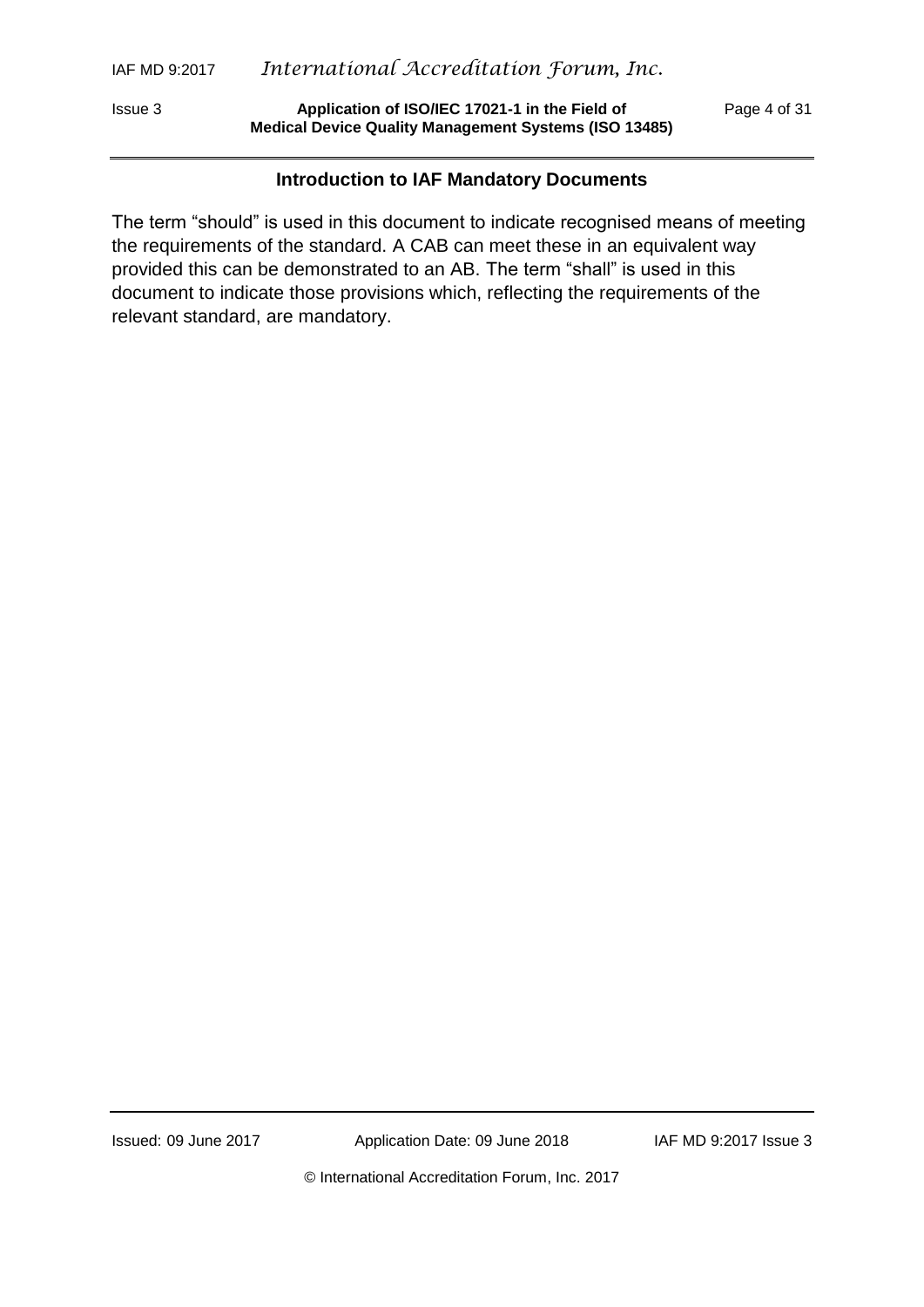## Introduction to IAF Mandatory Documents

The term "should" is used in this document to indicate recognised means of meeting the requirements of the standard. A CAB can meet these in an equivalent way provided this can be demonstrated to an AB. The term "shall" is used in this document to indicate those provisions which, reflecting the requirements of the relevant standard, are mandatory.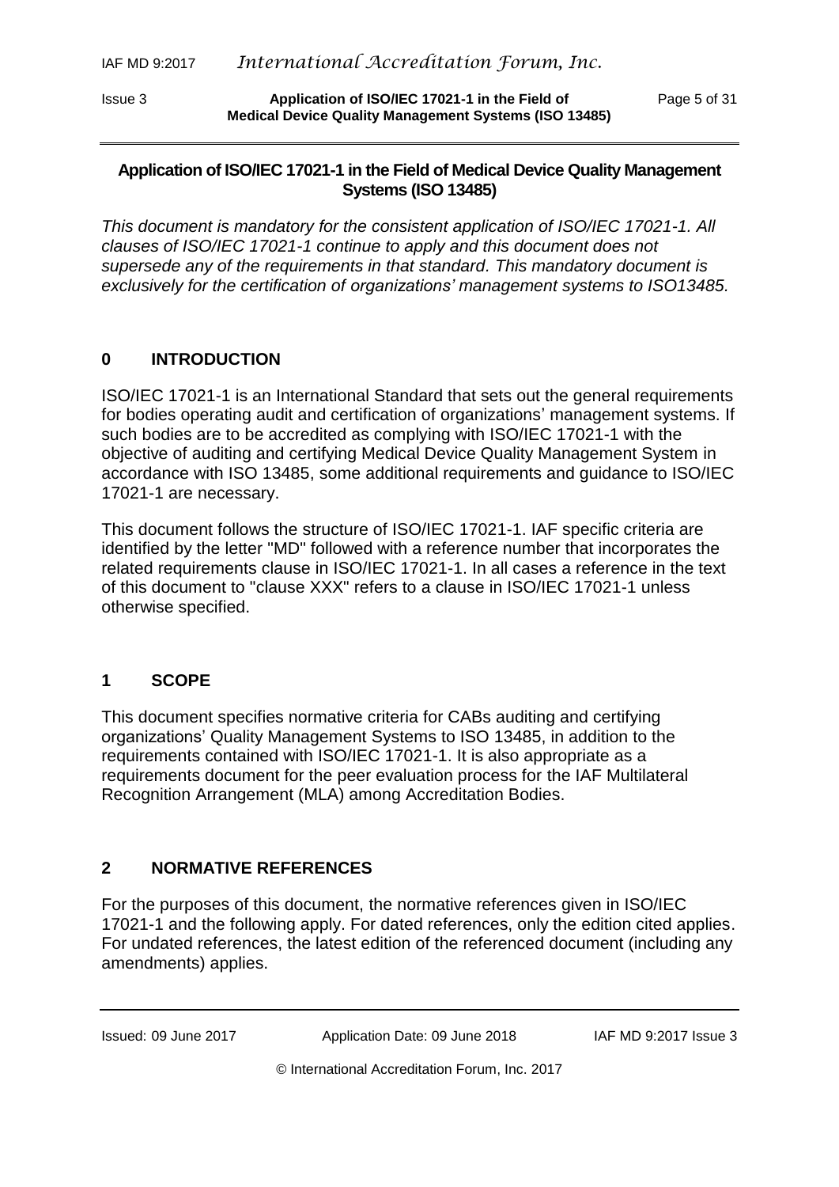# Application of ISO/IEC 17021-1 in the Field of Medical Device Quality Management Systems (ISO 13485)

*This document is mandatory for the consistent application of ISO/IEC 17021-1. All clauses of ISO/IEC 17021-1 continue to apply and this document does not supersede any of the requirements in that standard. This mandatory document is exclusively for the certification of organizations' management systems to ISO13485.*

## 0 INTRODUCTION

ISO/IEC 17021-1 is an International Standard that sets out the general requirements for bodies operating audit and certification of organizations' management systems. If such bodies are to be accredited as complying with ISO/IEC 17021-1 with the objective of auditing and certifying Medical Device Quality Management System in accordance with ISO 13485, some additional requirements and guidance to ISO/IEC 17021-1 are necessary.

This document follows the structure of ISO/IEC 17021-1. IAF specific criteria are identified by the letter "MD" followed with a reference number that incorporates the related requirements clause in ISO/IEC 17021-1. In all cases a reference in the text of this document to "clause XXX" refers to a clause in ISO/IEC 17021-1 unless otherwise specified.

## 1 SCOPE

This document specifies normative criteria for CABs auditing and certifying organizations' Quality Management Systems to ISO 13485, in addition to the requirements contained with ISO/IEC 17021-1. It is also appropriate as a requirements document for the peer evaluation process for the IAF Multilateral Recognition Arrangement (MLA) among Accreditation Bodies.

## 2 NORMATIVE REFERENCES

For the purposes of this document, the normative references given in ISO/IEC 17021-1 and the following apply. For dated references, only the edition cited applies. For undated references, the latest edition of the referenced document (including any amendments) applies.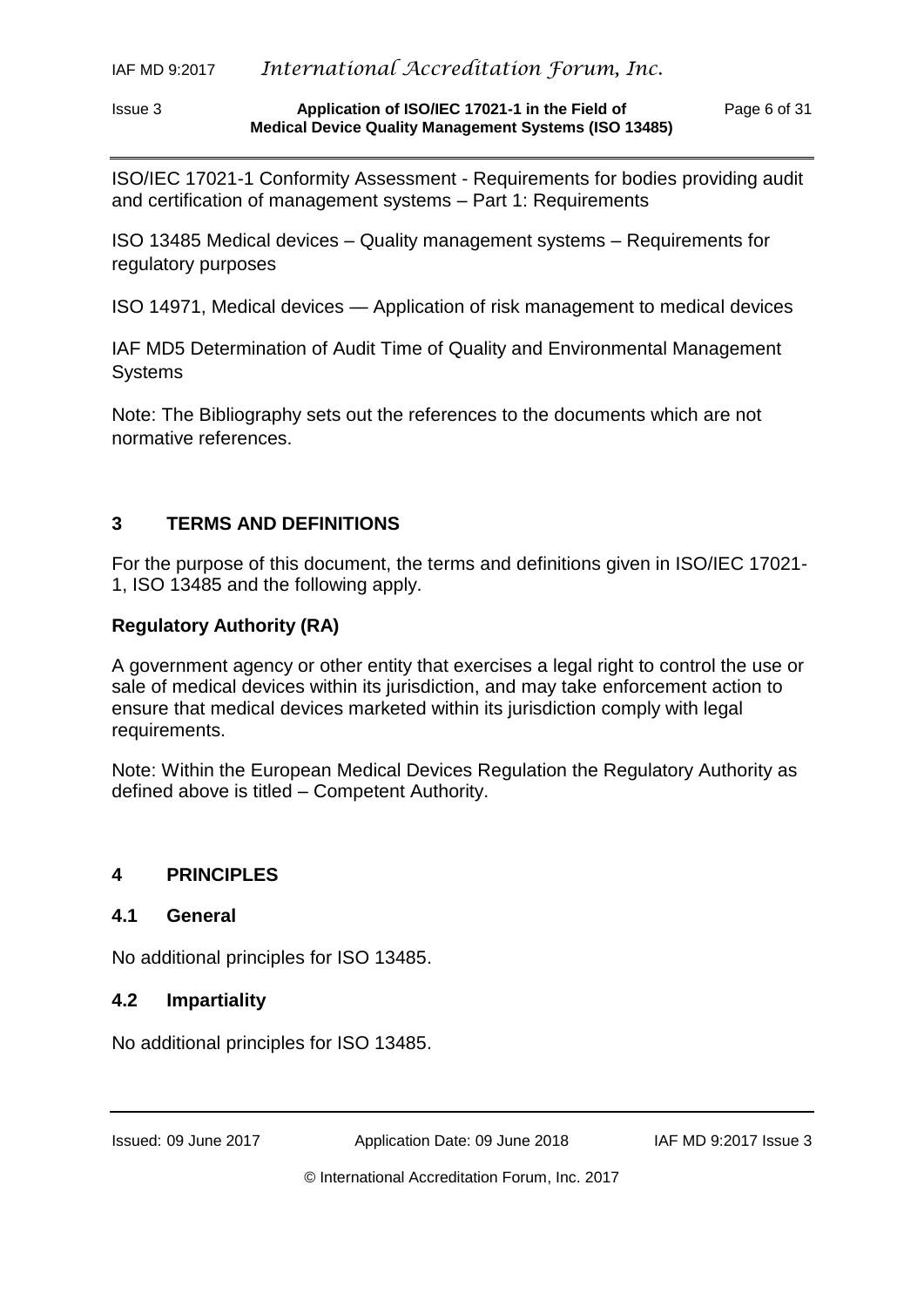ISO/IEC 17021-1 Conformity Assessment - Requirements for bodies providing audit and certification of management systems – Part 1: Requirements

ISO 13485 Medical devices – Quality management systems – Requirements for regulatory purposes

ISO 14971, Medical devices — Application of risk management to medical devices

IAF MD5 Determination of Audit Time of Quality and Environmental Management Systems

Note: The Bibliography sets out the references to the documents which are not normative references.

## 3 TERMS AND DEFINITIONS

For the purpose of this document, the terms and definitions given in ISO/IEC 17021-1, ISO 13485 and the following apply.

**Regulatory Authority (RA)**

A government agency or other entity that exercises a legal right to control the use or sale of medical devices within its jurisdiction, and may take enforcement action to ensure that medical devices marketed within its jurisdiction comply with legal requirements.

Note: Within the European Medical Devices Regulation the Regulatory Authority as defined above is titled – Competent Authority.

## 4 PRINCIPLES

### 4.1 General

No additional principles for ISO 13485.

### 4.2 Impartiality

No additional principles for ISO 13485.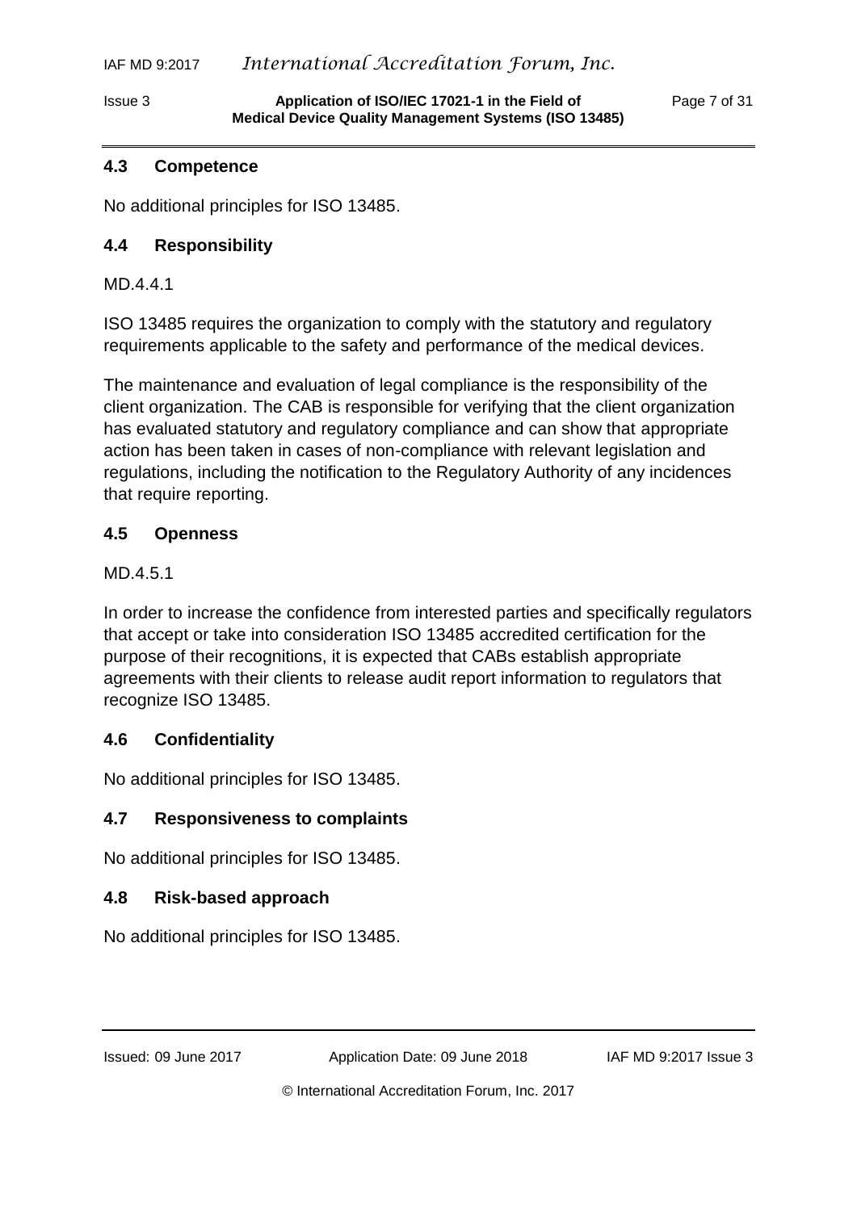### 4.3 Competence

No additional principles for ISO 13485.

### 4.4 Responsibility

MD.4.4.1

ISO 13485 requires the organization to comply with the statutory and regulatory requirements applicable to the safety and performance of the medical devices.

The maintenance and evaluation of legal compliance is the responsibility of the client organization. The CAB is responsible for verifying that the client organization has evaluated statutory and regulatory compliance and can show that appropriate action has been taken in cases of non-compliance with relevant legislation and regulations, including the notification to the Regulatory Authority of any incidences that require reporting.

### 4.5 Openness

MD.4.5.1

In order to increase the confidence from interested parties and specifically regulators that accept or take into consideration ISO 13485 accredited certification for the purpose of their recognitions, it is expected that CABs establish appropriate agreements with their clients to release audit report information to regulators that recognize ISO 13485.

### 4.6 Confidentiality

No additional principles for ISO 13485.

### 4.7 Responsiveness to complaints

No additional principles for ISO 13485.

### 4.8 Risk-based approach

No additional principles for ISO 13485.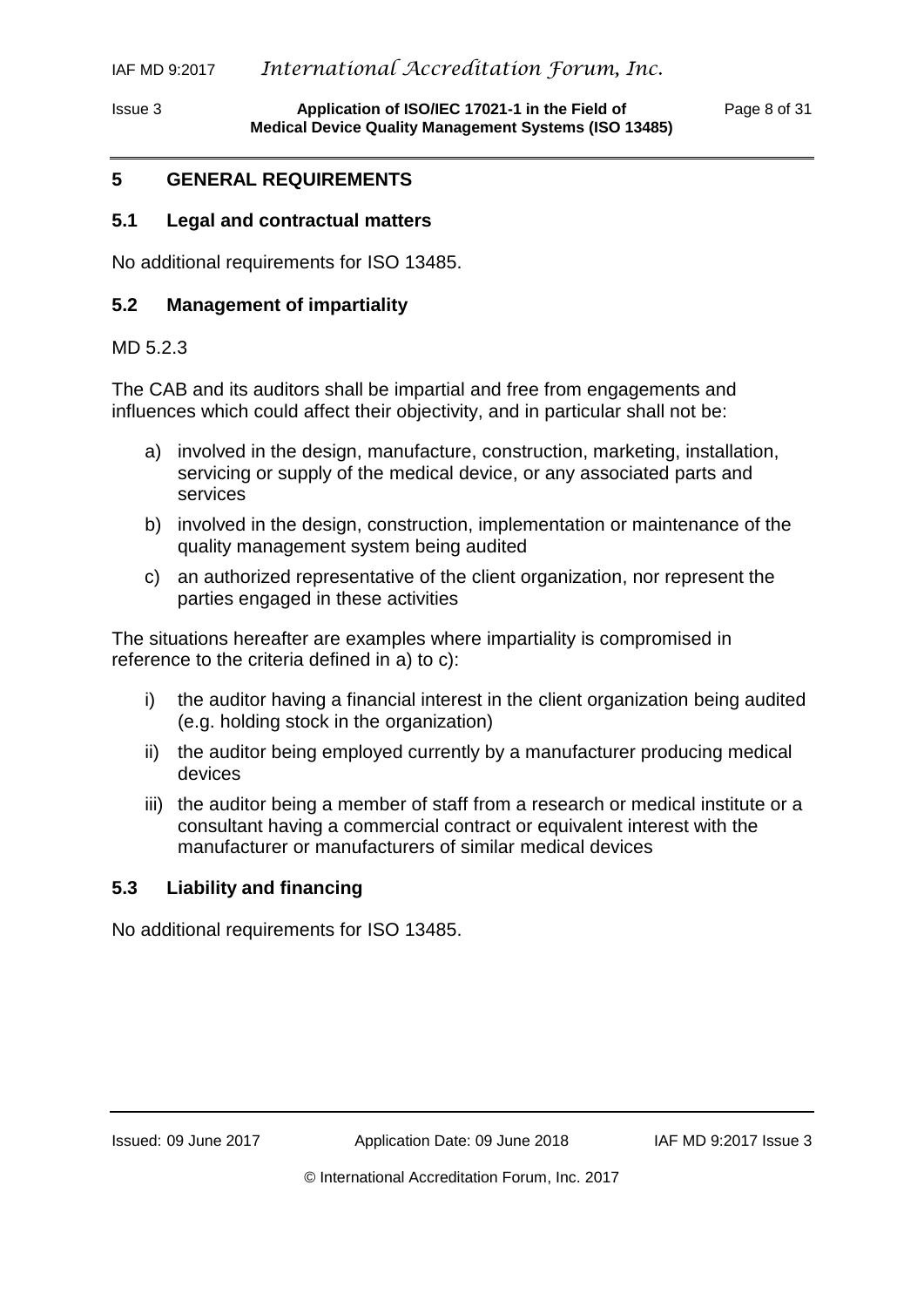## 5 GENERAL REQUIREMENTS

### 5.1 Legal and contractual matters

No additional requirements for ISO 13485.

### 5.2 Management of impartiality

MD 5.2.3

The CAB and its auditors shall be impartial and free from engagements and influences which could affect their objectivity, and in particular shall not be:

a) involved in the design, manufacture, construction, marketing, installation, servicing or supply of the medical device, or any associated parts and services

b) involved in the design, construction, implementation or maintenance of the quality management system being audited

c) an authorized representative of the client organization, nor represent the parties engaged in these activities

The situations hereafter are examples where impartiality is compromised in reference to the criteria defined in a) to c):

i) the auditor having a financial interest in the client organization being audited (e.g. holding stock in the organization)

ii) the auditor being employed currently by a manufacturer producing medical devices

iii) the auditor being a member of staff from a research or medical institute or a consultant having a commercial contract or equivalent interest with the manufacturer or manufacturers of similar medical devices

### 5.3 Liability and financing

No additional requirements for ISO 13485.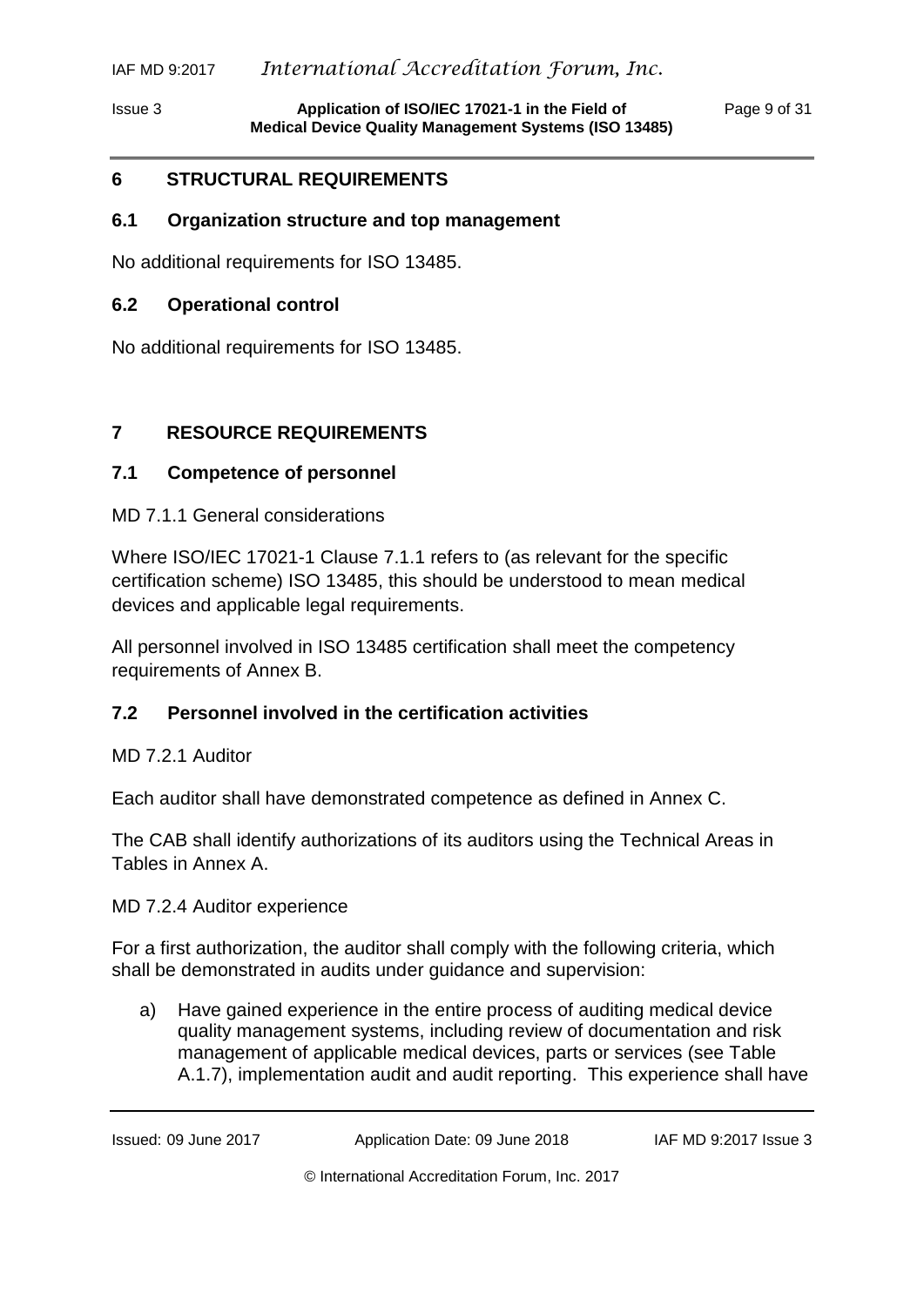## 6 STRUCTURAL REQUIREMENTS

### 6.1 Organization structure and top management

No additional requirements for ISO 13485.

### 6.2 Operational control

No additional requirements for ISO 13485.

## 7 RESOURCE REQUIREMENTS

### 7.1 Competence of personnel

MD 7.1.1 General considerations

Where ISO/IEC 17021-1 Clause 7.1.1 refers to (as relevant for the specific certification scheme) ISO 13485, this should be understood to mean medical devices and applicable legal requirements.

All personnel involved in ISO 13485 certification shall meet the competency requirements of Annex B.

### 7.2 Personnel involved in the certification activities

MD 7.2.1 Auditor

Each auditor shall have demonstrated competence as defined in Annex C.

The CAB shall identify authorizations of its auditors using the Technical Areas in Tables in Annex A.

MD 7.2.4 Auditor experience

For a first authorization, the auditor shall comply with the following criteria, which shall be demonstrated in audits under guidance and supervision:

a) Have gained experience in the entire process of auditing medical device quality management systems, including review of documentation and risk management of applicable medical devices, parts or services (see Table A.1.7), implementation audit and audit reporting. This experience shall have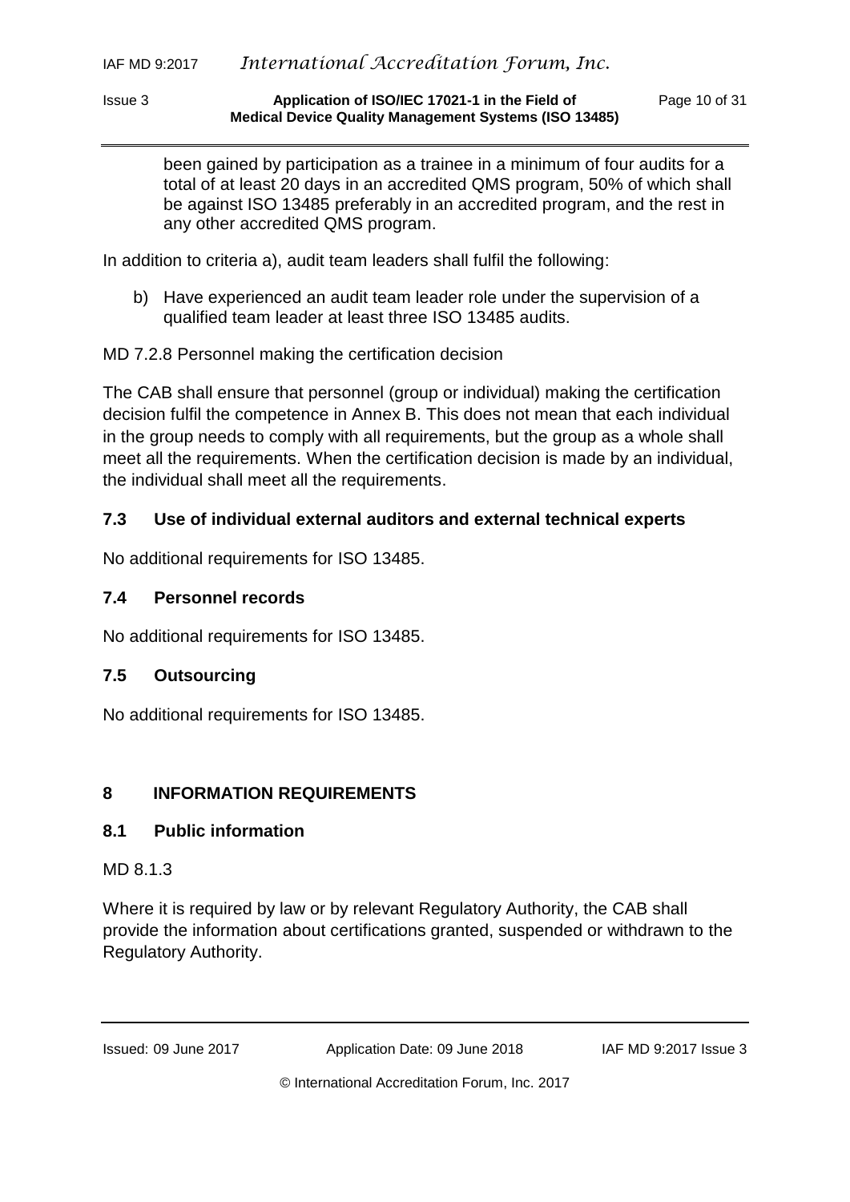been gained by participation as a trainee in a minimum of four audits for a total of at least 20 days in an accredited QMS program, 50% of which shall be against ISO 13485 preferably in an accredited program, and the rest in any other accredited QMS program.

In addition to criteria a), audit team leaders shall fulfil the following:

b) Have experienced an audit team leader role under the supervision of a qualified team leader at least three ISO 13485 audits.

MD 7.2.8 Personnel making the certification decision

The CAB shall ensure that personnel (group or individual) making the certification decision fulfil the competence in Annex B. This does not mean that each individual in the group needs to comply with all requirements, but the group as a whole shall meet all the requirements. When the certification decision is made by an individual, the individual shall meet all the requirements.

## 7.3 Use of individual external auditors and external technical experts

No additional requirements for ISO 13485.

## 7.4 Personnel records

No additional requirements for ISO 13485.

## 7.5 Outsourcing

No additional requirements for ISO 13485.

# 8 INFORMATION REQUIREMENTS

## 8.1 Public information

MD 8.1.3

Where it is required by law or by relevant Regulatory Authority, the CAB shall provide the information about certifications granted, suspended or withdrawn to the Regulatory Authority.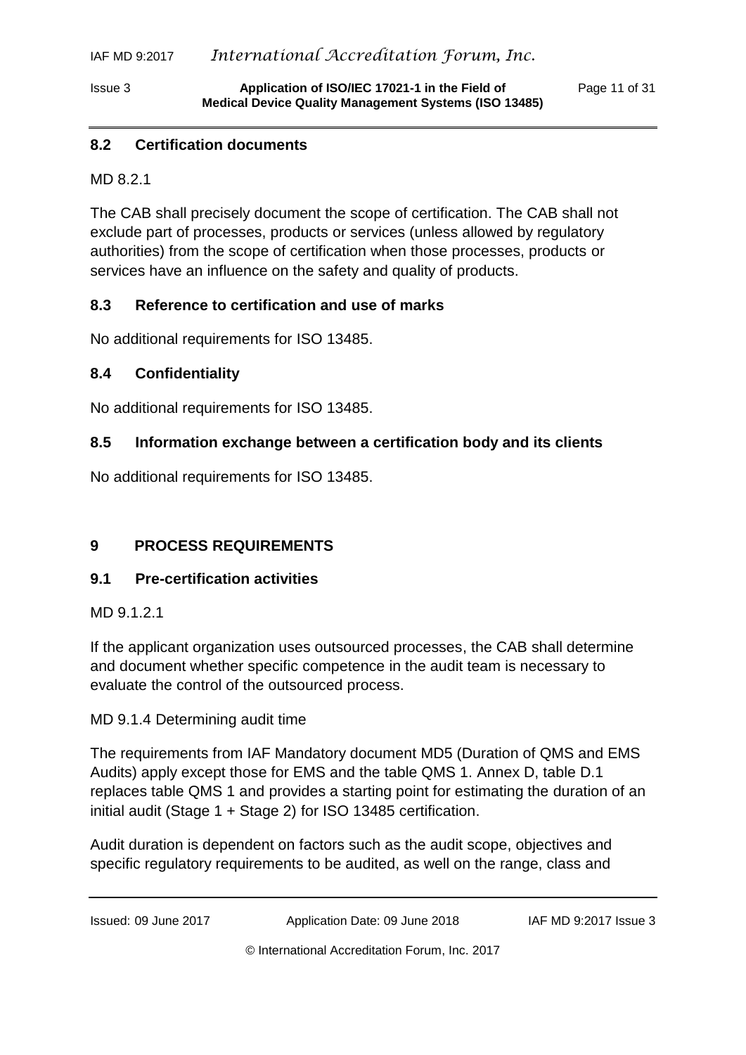### 8.2 Certification documents

MD 8.2.1

The CAB shall precisely document the scope of certification. The CAB shall not exclude part of processes, products or services (unless allowed by regulatory authorities) from the scope of certification when those processes, products or services have an influence on the safety and quality of products.

### 8.3 Reference to certification and use of marks

No additional requirements for ISO 13485.

### 8.4 Confidentiality

No additional requirements for ISO 13485.

### 8.5 Information exchange between a certification body and its clients

No additional requirements for ISO 13485.

## 9 PROCESS REQUIREMENTS

### 9.1 Pre-certification activities

MD 9.1.2.1

If the applicant organization uses outsourced processes, the CAB shall determine and document whether specific competence in the audit team is necessary to evaluate the control of the outsourced process.

MD 9.1.4 Determining audit time

The requirements from IAF Mandatory document MD5 (Duration of QMS and EMS Audits) apply except those for EMS and the table QMS 1. Annex D, table D.1 replaces table QMS 1 and provides a starting point for estimating the duration of an initial audit (Stage 1 + Stage 2) for ISO 13485 certification.

Audit duration is dependent on factors such as the audit scope, objectives and specific regulatory requirements to be audited, as well on the range, class and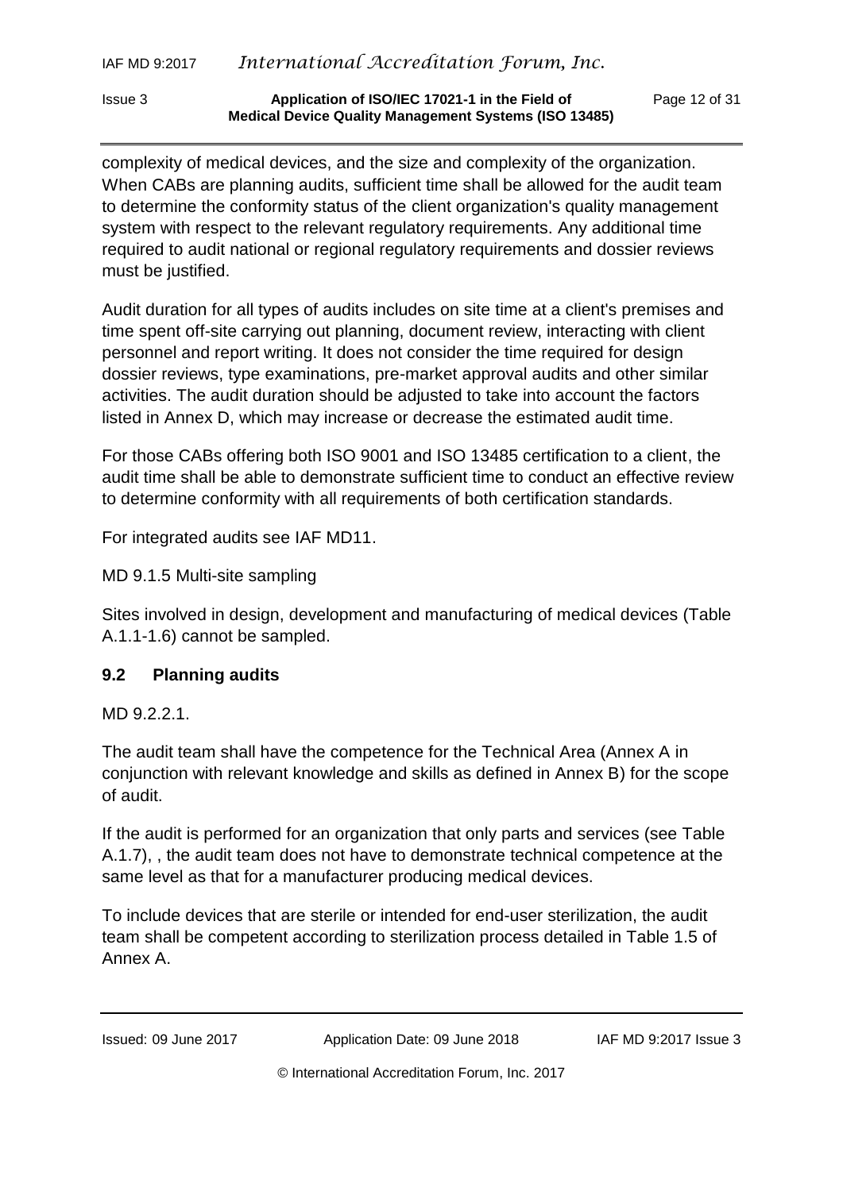complexity of medical devices, and the size and complexity of the organization. When CABs are planning audits, sufficient time shall be allowed for the audit team to determine the conformity status of the client organization's quality management system with respect to the relevant regulatory requirements. Any additional time required to audit national or regional regulatory requirements and dossier reviews must be justified.

Audit duration for all types of audits includes on site time at a client's premises and time spent off-site carrying out planning, document review, interacting with client personnel and report writing. It does not consider the time required for design dossier reviews, type examinations, pre-market approval audits and other similar activities. The audit duration should be adjusted to take into account the factors listed in Annex D, which may increase or decrease the estimated audit time.

For those CABs offering both ISO 9001 and ISO 13485 certification to a client, the audit time shall be able to demonstrate sufficient time to conduct an effective review to determine conformity with all requirements of both certification standards.

For integrated audits see IAF MD11.

MD 9.1.5 Multi-site sampling

Sites involved in design, development and manufacturing of medical devices (Table A.1.1-1.6) cannot be sampled.

## 9.2 Planning audits

MD 9.2.2.1.

The audit team shall have the competence for the Technical Area (Annex A in conjunction with relevant knowledge and skills as defined in Annex B) for the scope of audit.

If the audit is performed for an organization that only parts and services (see Table A.1.7), , the audit team does not have to demonstrate technical competence at the same level as that for a manufacturer producing medical devices.

To include devices that are sterile or intended for end-user sterilization, the audit team shall be competent according to sterilization process detailed in Table 1.5 of Annex A.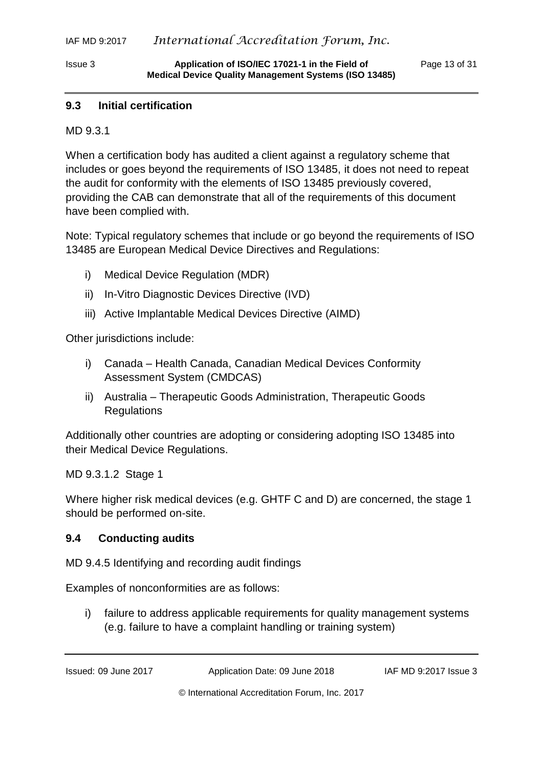## 9.3 Initial certification

MD 9.3.1

When a certification body has audited a client against a regulatory scheme that includes or goes beyond the requirements of ISO 13485, it does not need to repeat the audit for conformity with the elements of ISO 13485 previously covered, providing the CAB can demonstrate that all of the requirements of this document have been complied with.

Note: Typical regulatory schemes that include or go beyond the requirements of ISO 13485 are European Medical Device Directives and Regulations:

i) Medical Device Regulation (MDR)

ii) In-Vitro Diagnostic Devices Directive (IVD)

iii) Active Implantable Medical Devices Directive (AIMD)

Other jurisdictions include:

i) Canada – Health Canada, Canadian Medical Devices Conformity Assessment System (CMDCAS)

ii) Australia – Therapeutic Goods Administration, Therapeutic Goods Regulations

Additionally other countries are adopting or considering adopting ISO 13485 into their Medical Device Regulations.

MD 9.3.1.2 Stage 1

Where higher risk medical devices (e.g. GHTF C and D) are concerned, the stage 1 should be performed on-site.

## 9.4 Conducting audits

MD 9.4.5 Identifying and recording audit findings

Examples of nonconformities are as follows:

i) failure to address applicable requirements for quality management systems (e.g. failure to have a complaint handling or training system)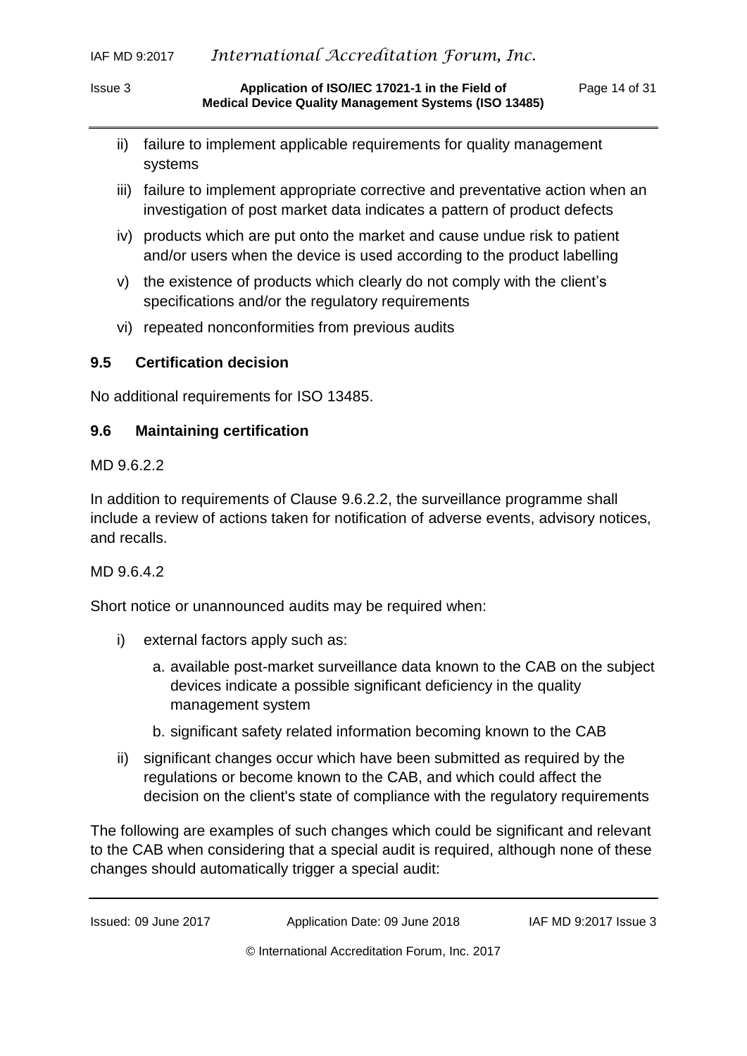ii) failure to implement applicable requirements for quality management systems

iii) failure to implement appropriate corrective and preventative action when an investigation of post market data indicates a pattern of product defects

iv) products which are put onto the market and cause undue risk to patient and/or users when the device is used according to the product labelling

v) the existence of products which clearly do not comply with the client's specifications and/or the regulatory requirements

vi) repeated nonconformities from previous audits

### 9.5 Certification decision

No additional requirements for ISO 13485.

### 9.6 Maintaining certification

MD 9.6.2.2

In addition to requirements of Clause 9.6.2.2, the surveillance programme shall include a review of actions taken for notification of adverse events, advisory notices, and recalls.

MD 9.6.4.2

Short notice or unannounced audits may be required when:

i) external factors apply such as:

   a. available post-market surveillance data known to the CAB on the subject devices indicate a possible significant deficiency in the quality management system

   b. significant safety related information becoming known to the CAB

ii) significant changes occur which have been submitted as required by the regulations or become known to the CAB, and which could affect the decision on the client's state of compliance with the regulatory requirements

The following are examples of such changes which could be significant and relevant to the CAB when considering that a special audit is required, although none of these changes should automatically trigger a special audit: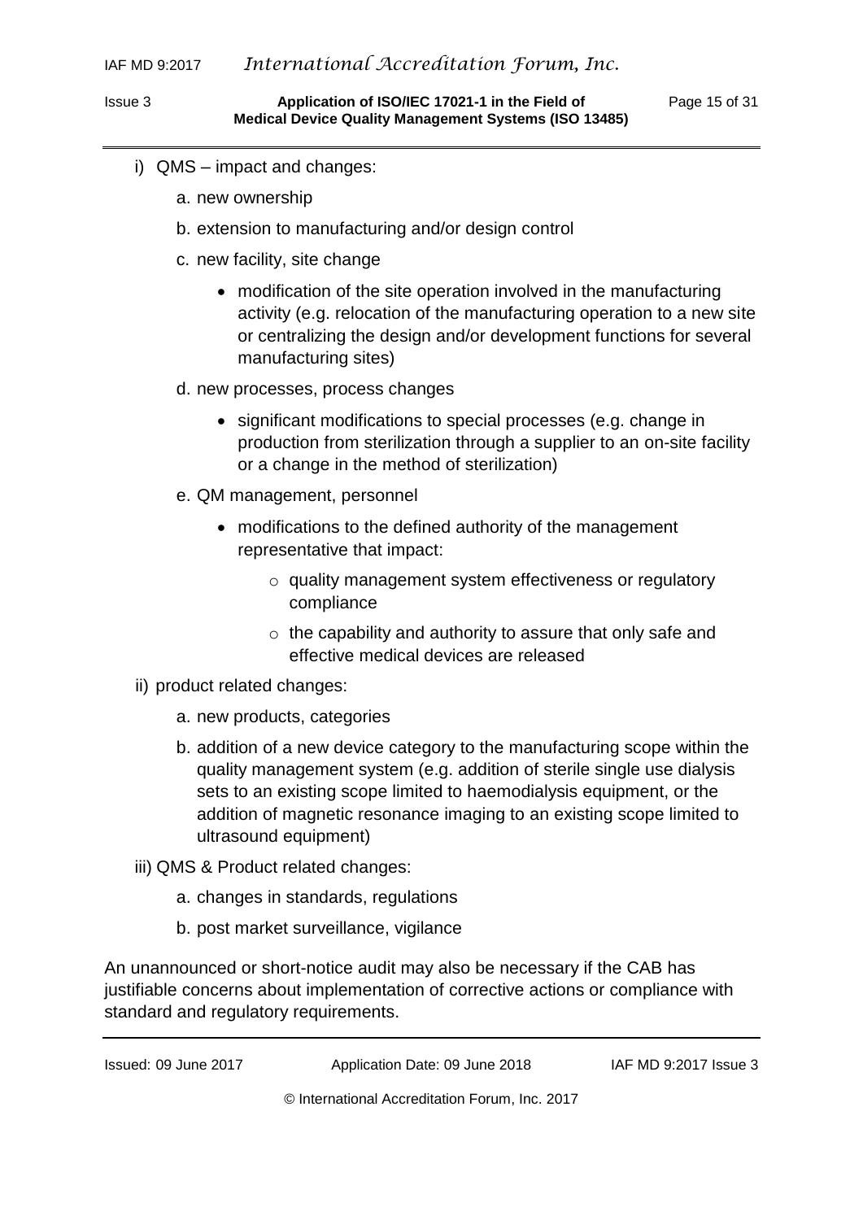i) QMS – impact and changes:

   a. new ownership

   b. extension to manufacturing and/or design control

   c. new facility, site change

      - modification of the site operation involved in the manufacturing activity (e.g. relocation of the manufacturing operation to a new site or centralizing the design and/or development functions for several manufacturing sites)

   d. new processes, process changes

      - significant modifications to special processes (e.g. change in production from sterilization through a supplier to an on-site facility or a change in the method of sterilization)

   e. QM management, personnel

      - modifications to the defined authority of the management representative that impact:
         - quality management system effectiveness or regulatory compliance
         - the capability and authority to assure that only safe and effective medical devices are released

ii) product related changes:

   a. new products, categories

   b. addition of a new device category to the manufacturing scope within the quality management system (e.g. addition of sterile single use dialysis sets to an existing scope limited to haemodialysis equipment, or the addition of magnetic resonance imaging to an existing scope limited to ultrasound equipment)

iii) QMS & Product related changes:

   a. changes in standards, regulations

   b. post market surveillance, vigilance

An unannounced or short-notice audit may also be necessary if the CAB has justifiable concerns about implementation of corrective actions or compliance with standard and regulatory requirements.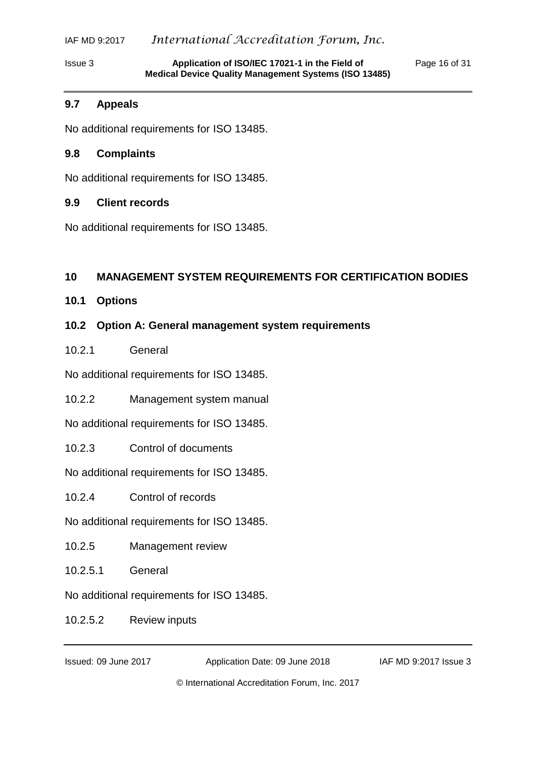### 9.7 Appeals

No additional requirements for ISO 13485.

### 9.8 Complaints

No additional requirements for ISO 13485.

### 9.9 Client records

No additional requirements for ISO 13485.

## 10 MANAGEMENT SYSTEM REQUIREMENTS FOR CERTIFICATION BODIES

### 10.1 Options

### 10.2 Option A: General management system requirements

10.2.1 General

No additional requirements for ISO 13485.

10.2.2 Management system manual

No additional requirements for ISO 13485.

10.2.3 Control of documents

No additional requirements for ISO 13485.

10.2.4 Control of records

No additional requirements for ISO 13485.

10.2.5 Management review

10.2.5.1 General

No additional requirements for ISO 13485.

10.2.5.2 Review inputs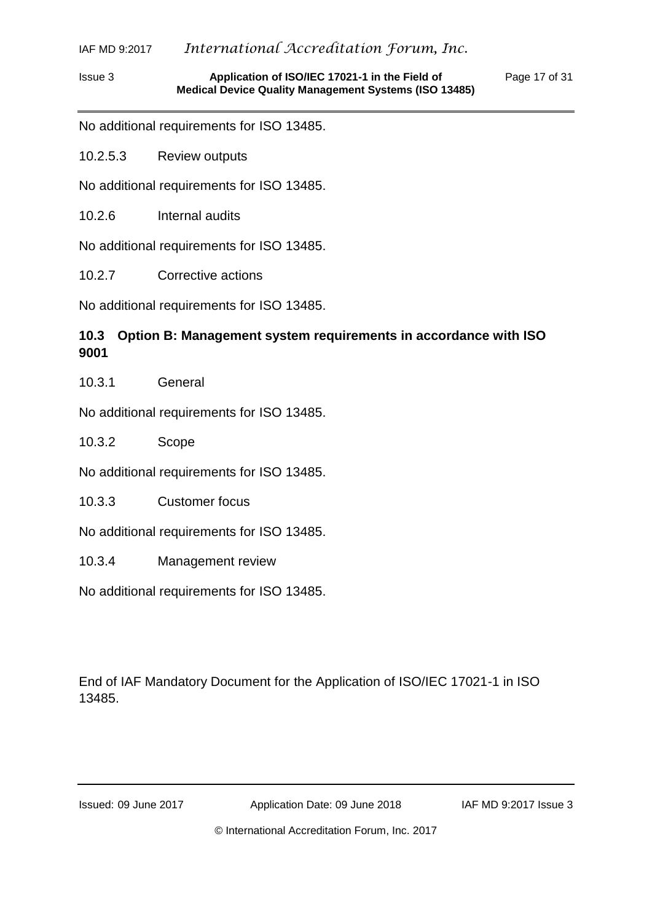No additional requirements for ISO 13485.

10.2.5.3 Review outputs

No additional requirements for ISO 13485.

10.2.6 Internal audits

No additional requirements for ISO 13485.

10.2.7 Corrective actions

No additional requirements for ISO 13485.

## 10.3 Option B: Management system requirements in accordance with ISO 9001

10.3.1 General

No additional requirements for ISO 13485.

10.3.2 Scope

No additional requirements for ISO 13485.

10.3.3 Customer focus

No additional requirements for ISO 13485.

10.3.4 Management review

No additional requirements for ISO 13485.

End of IAF Mandatory Document for the Application of ISO/IEC 17021-1 in ISO 13485.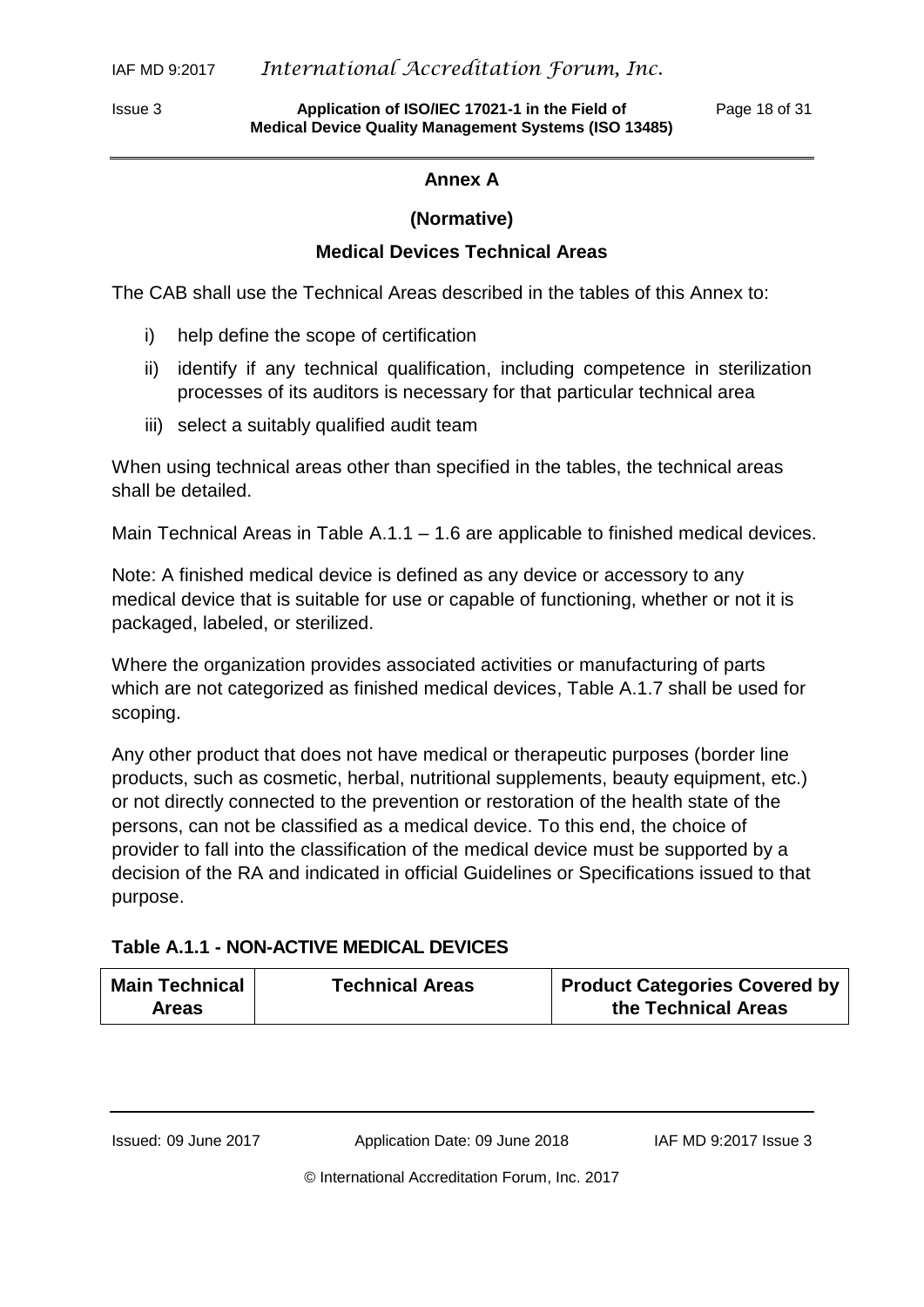## Annex A

**(Normative)**

**Medical Devices Technical Areas**

The CAB shall use the Technical Areas described in the tables of this Annex to:

i) help define the scope of certification
ii) identify if any technical qualification, including competence in sterilization processes of its auditors is necessary for that particular technical area
iii) select a suitably qualified audit team

When using technical areas other than specified in the tables, the technical areas shall be detailed.

Main Technical Areas in Table A.1.1 – 1.6 are applicable to finished medical devices.

Note: A finished medical device is defined as any device or accessory to any medical device that is suitable for use or capable of functioning, whether or not it is packaged, labeled, or sterilized.

Where the organization provides associated activities or manufacturing of parts which are not categorized as finished medical devices, Table A.1.7 shall be used for scoping.

Any other product that does not have medical or therapeutic purposes (border line products, such as cosmetic, herbal, nutritional supplements, beauty equipment, etc.) or not directly connected to the prevention or restoration of the health state of the persons, can not be classified as a medical device. To this end, the choice of provider to fall into the classification of the medical device must be supported by a decision of the RA and indicated in official Guidelines or Specifications issued to that purpose.

**Table A.1.1 - NON-ACTIVE MEDICAL DEVICES**

| Main Technical Areas | Technical Areas | Product Categories Covered by the Technical Areas |
|---|---|---|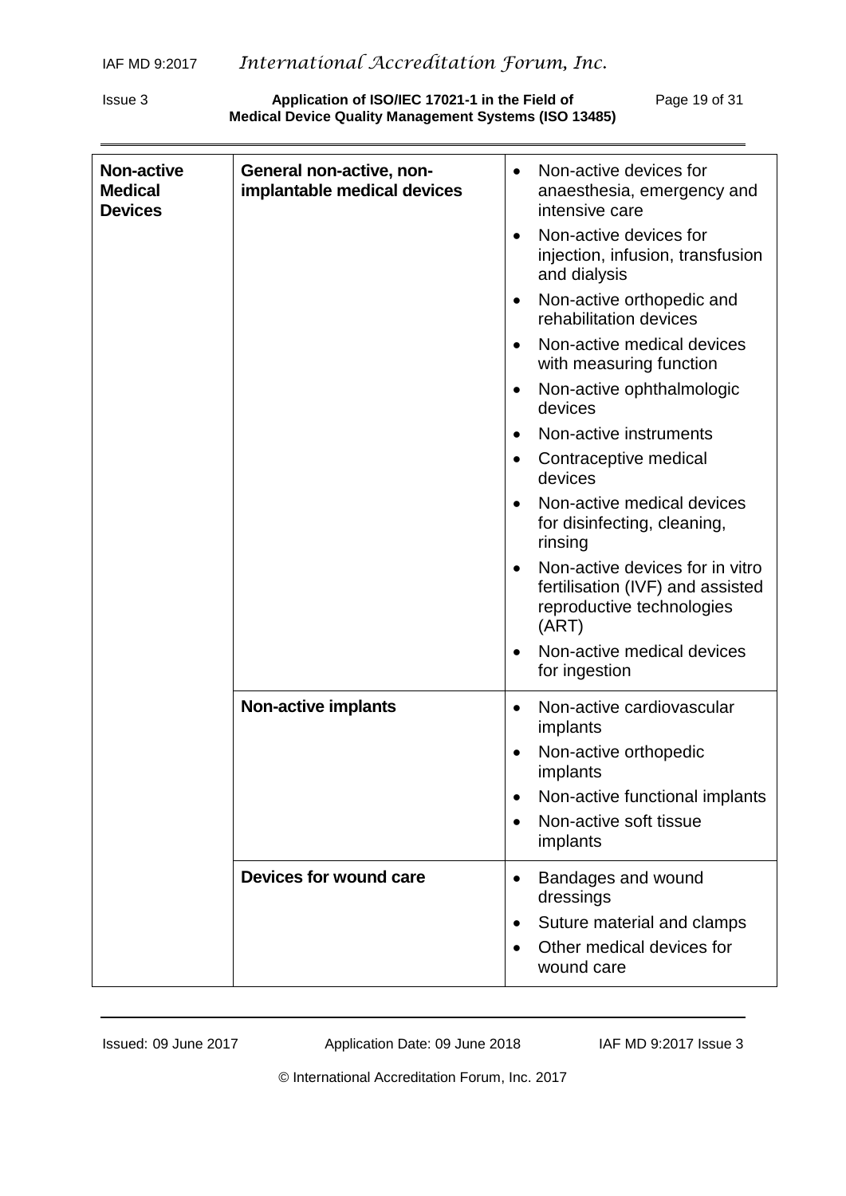| | | |
|---|---|---|
| **Non-active Medical Devices** | **General non-active, non-implantable medical devices** | • Non-active devices for anaesthesia, emergency and intensive care<br>• Non-active devices for injection, infusion, transfusion and dialysis<br>• Non-active orthopedic and rehabilitation devices<br>• Non-active medical devices with measuring function<br>• Non-active ophthalmologic devices<br>• Non-active instruments<br>• Contraceptive medical devices<br>• Non-active medical devices for disinfecting, cleaning, rinsing<br>• Non-active devices for in vitro fertilisation (IVF) and assisted reproductive technologies (ART)<br>• Non-active medical devices for ingestion |
| | **Non-active implants** | • Non-active cardiovascular implants<br>• Non-active orthopedic implants<br>• Non-active functional implants<br>• Non-active soft tissue implants |
| | **Devices for wound care** | • Bandages and wound dressings<br>• Suture material and clamps<br>• Other medical devices for wound care |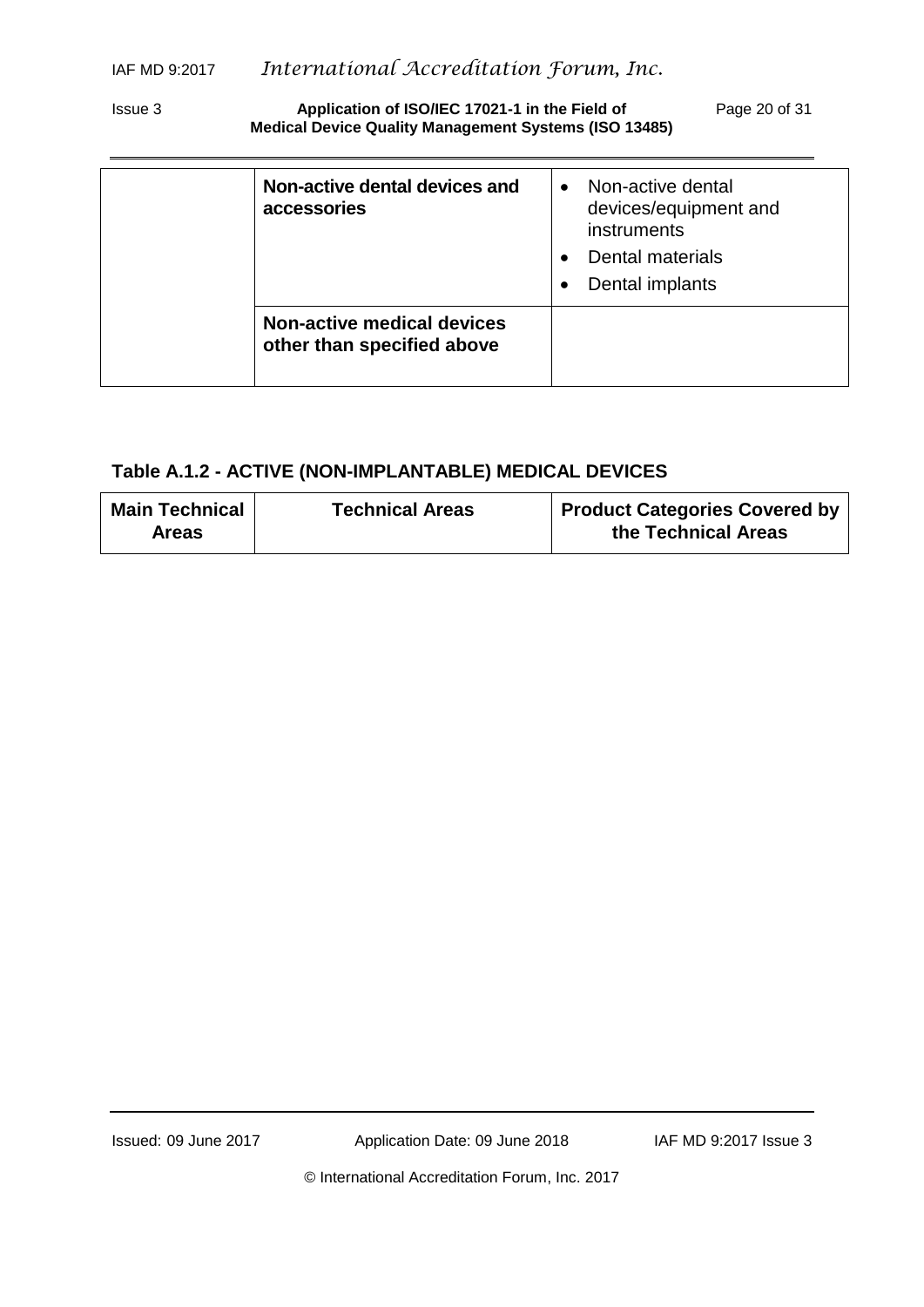| | | |
|---|---|---|
| | **Non-active dental devices and accessories** | • Non-active dental devices/equipment and instruments<br>• Dental materials<br>• Dental implants |
| | **Non-active medical devices other than specified above** | |

**Table A.1.2 - ACTIVE (NON-IMPLANTABLE) MEDICAL DEVICES**

| Main Technical Areas | Technical Areas | Product Categories Covered by the Technical Areas |
|---|---|---|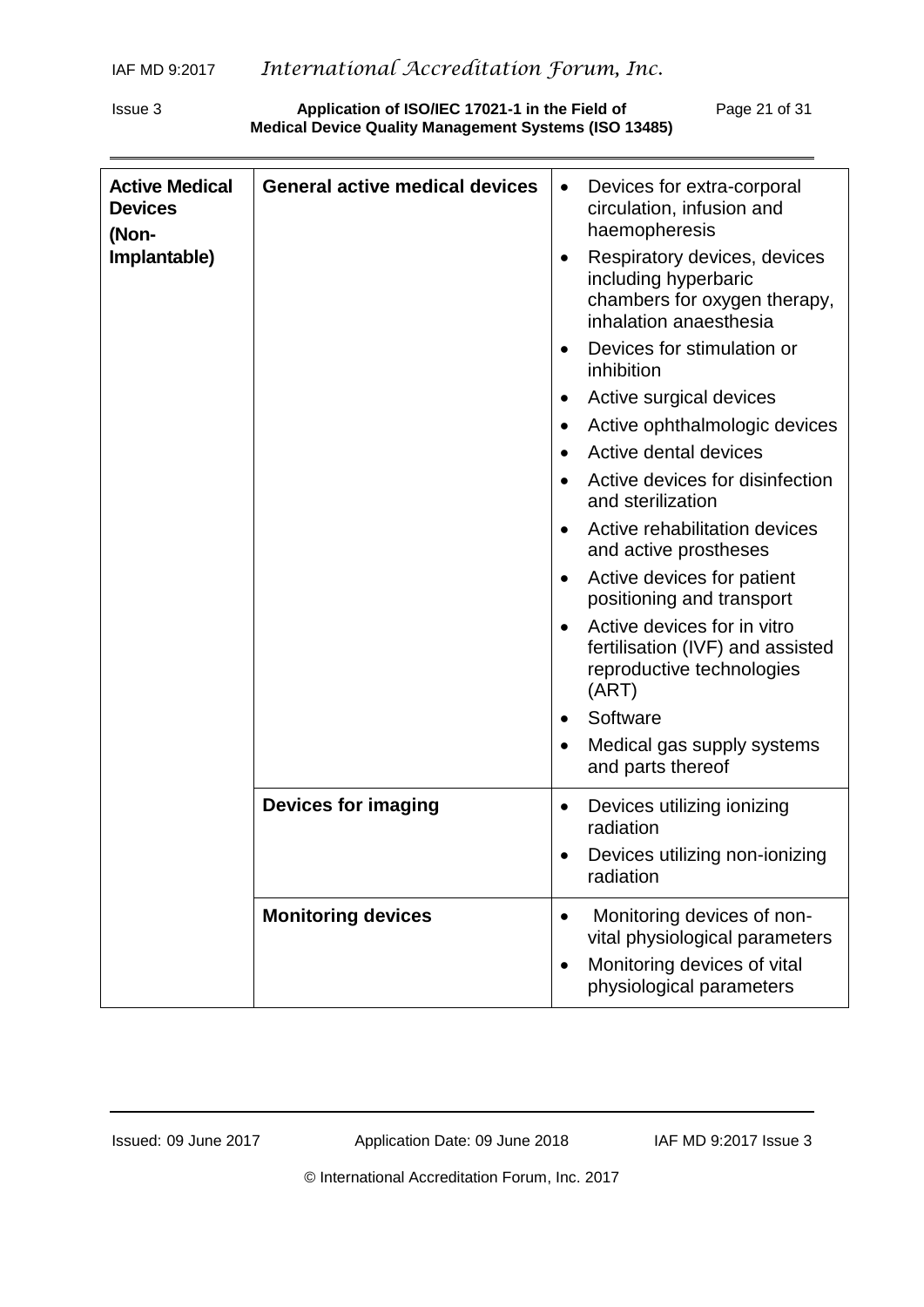| **Active Medical Devices (Non-Implantable)** | **General active medical devices** | • Devices for extra-corporal circulation, infusion and haemopheresis<br>• Respiratory devices, devices including hyperbaric chambers for oxygen therapy, inhalation anaesthesia<br>• Devices for stimulation or inhibition<br>• Active surgical devices<br>• Active ophthalmologic devices<br>• Active dental devices<br>• Active devices for disinfection and sterilization<br>• Active rehabilitation devices and active prostheses<br>• Active devices for patient positioning and transport<br>• Active devices for in vitro fertilisation (IVF) and assisted reproductive technologies (ART)<br>• Software<br>• Medical gas supply systems and parts thereof |
|---|---|---|
| | **Devices for imaging** | • Devices utilizing ionizing radiation<br>• Devices utilizing non-ionizing radiation |
| | **Monitoring devices** | • Monitoring devices of non-vital physiological parameters<br>• Monitoring devices of vital physiological parameters |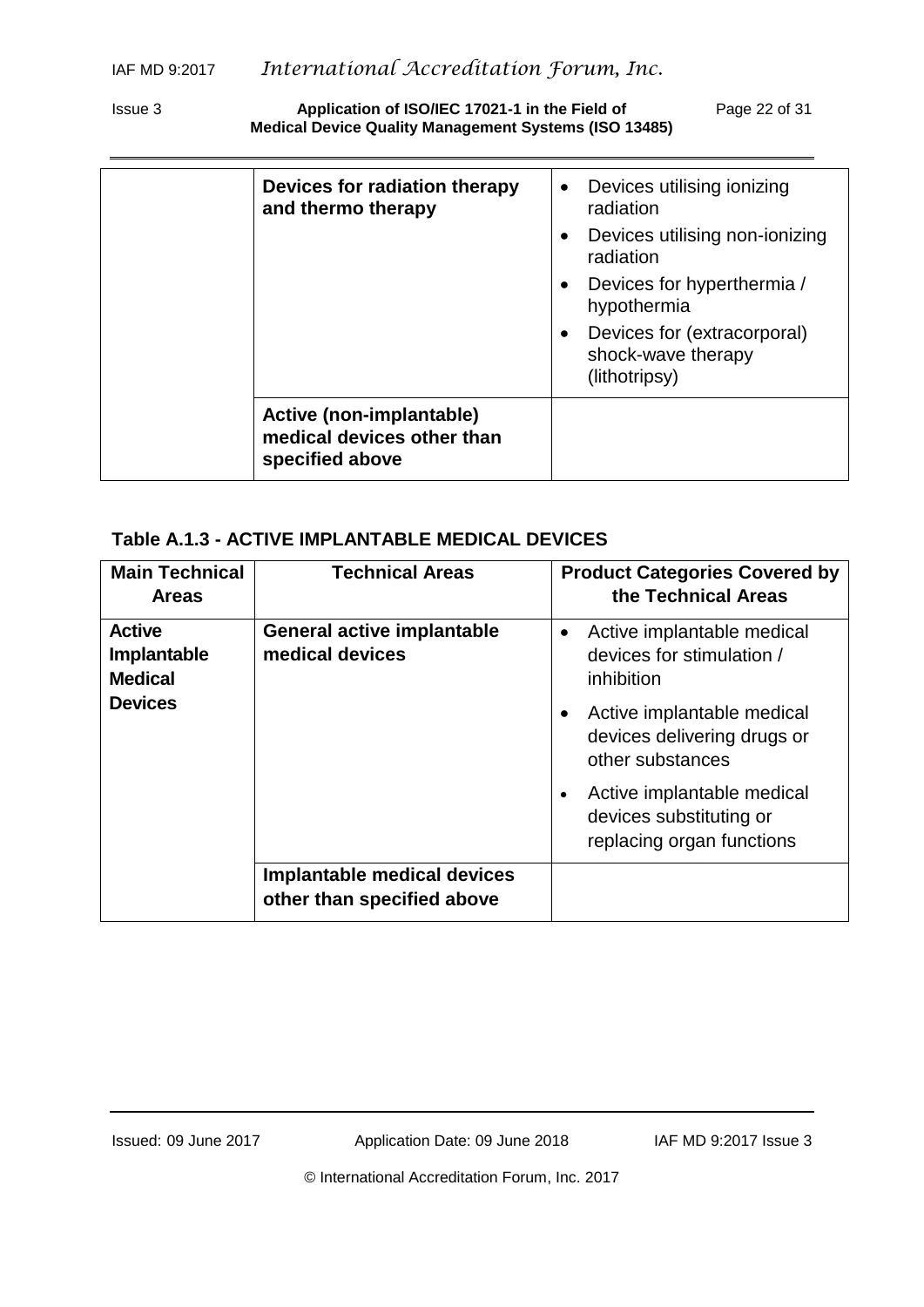| | Technical Areas | Product Categories Covered by the Technical Areas |
|---|---|---|
| | **Devices for radiation therapy and thermo therapy** | • Devices utilising ionizing radiation<br>• Devices utilising non-ionizing radiation<br>• Devices for hyperthermia / hypothermia<br>• Devices for (extracorporal) shock-wave therapy (lithotripsy) |
| | **Active (non-implantable) medical devices other than specified above** | |

**Table A.1.3 - ACTIVE IMPLANTABLE MEDICAL DEVICES**

| Main Technical Areas | Technical Areas | Product Categories Covered by the Technical Areas |
|---|---|---|
| **Active Implantable Medical Devices** | **General active implantable medical devices** | • Active implantable medical devices for stimulation / inhibition<br>• Active implantable medical devices delivering drugs or other substances<br>• Active implantable medical devices substituting or replacing organ functions |
| | **Implantable medical devices other than specified above** | |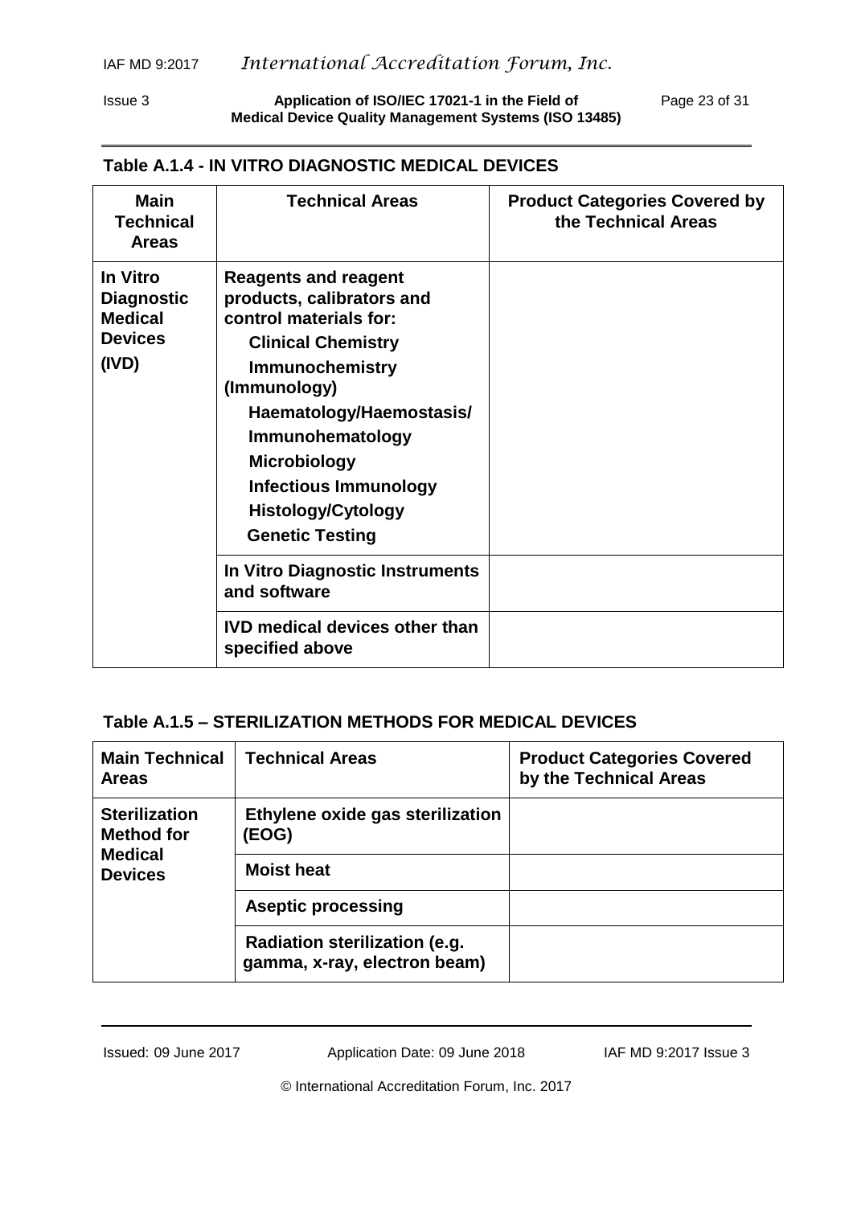## Table A.1.4 - IN VITRO DIAGNOSTIC MEDICAL DEVICES

| Main Technical Areas | Technical Areas | Product Categories Covered by the Technical Areas |
|---|---|---|
| **In Vitro Diagnostic Medical Devices (IVD)** | **Reagents and reagent products, calibrators and control materials for:**<br>**Clinical Chemistry**<br>**Immunochemistry (Immunology)**<br>**Haematology/Haemostasis/ Immunohematology**<br>**Microbiology**<br>**Infectious Immunology**<br>**Histology/Cytology**<br>**Genetic Testing** | |
| | **In Vitro Diagnostic Instruments and software** | |
| | **IVD medical devices other than specified above** | |

## Table A.1.5 – STERILIZATION METHODS FOR MEDICAL DEVICES

| Main Technical Areas | Technical Areas | Product Categories Covered by the Technical Areas |
|---|---|---|
| **Sterilization Method for Medical Devices** | **Ethylene oxide gas sterilization (EOG)** | |
| | **Moist heat** | |
| | **Aseptic processing** | |
| | **Radiation sterilization (e.g. gamma, x-ray, electron beam)** | |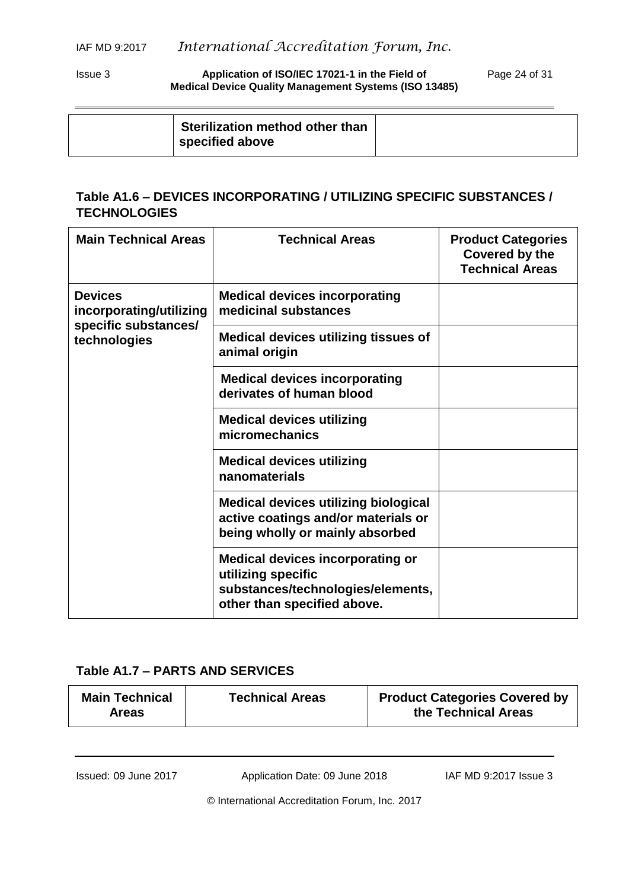| | **Sterilization method other than specified above** | |
|---|---|---|

### Table A1.6 – DEVICES INCORPORATING / UTILIZING SPECIFIC SUBSTANCES / TECHNOLOGIES

| Main Technical Areas | Technical Areas | Product Categories Covered by the Technical Areas |
|---|---|---|
| **Devices incorporating/utilizing specific substances/ technologies** | **Medical devices incorporating medicinal substances** | |
| | **Medical devices utilizing tissues of animal origin** | |
| | **Medical devices incorporating derivates of human blood** | |
| | **Medical devices utilizing micromechanics** | |
| | **Medical devices utilizing nanomaterials** | |
| | **Medical devices utilizing biological active coatings and/or materials or being wholly or mainly absorbed** | |
| | **Medical devices incorporating or utilizing specific substances/technologies/elements, other than specified above.** | |

### Table A1.7 – PARTS AND SERVICES

| Main Technical Areas | Technical Areas | Product Categories Covered by the Technical Areas |
|---|---|---|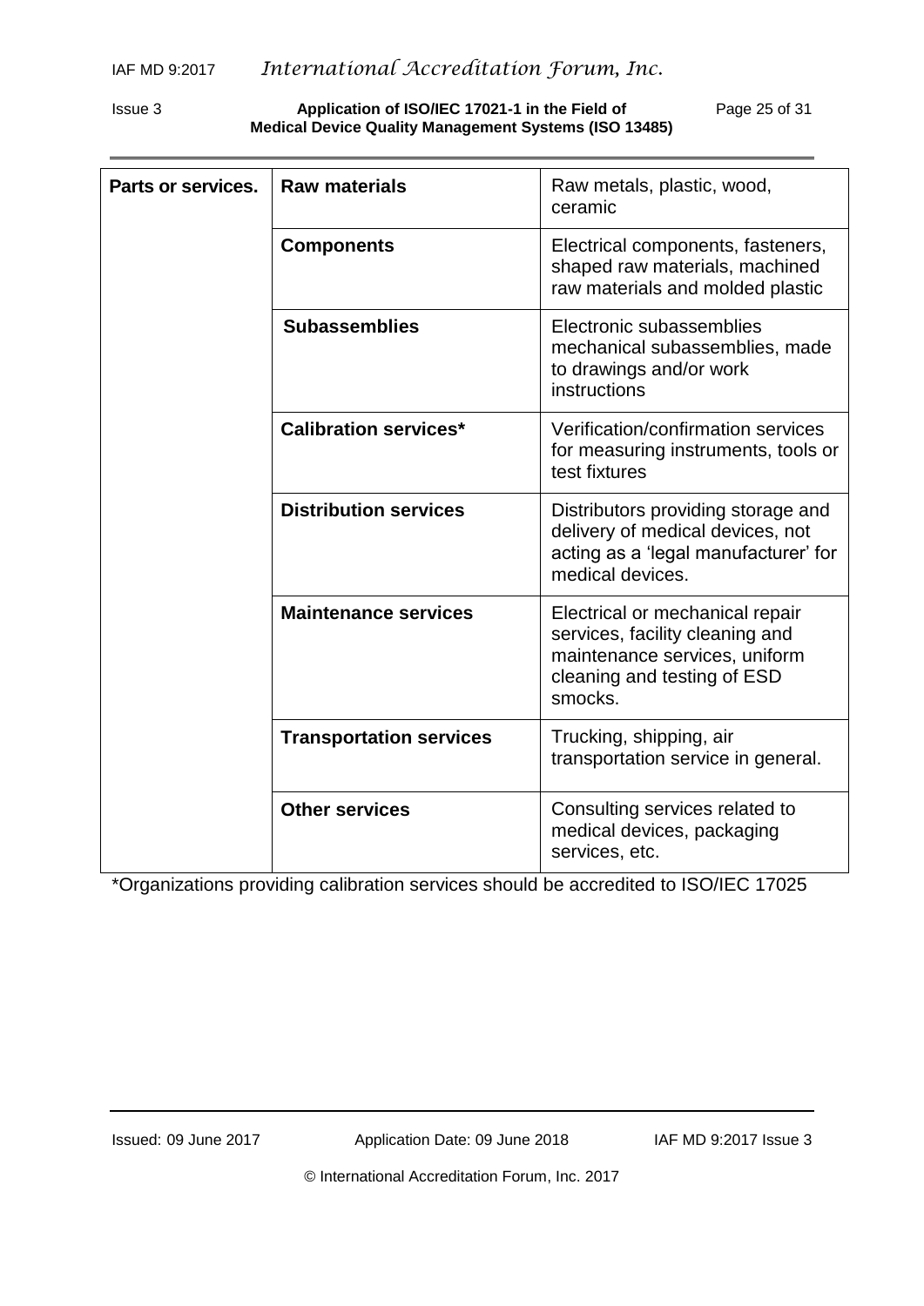| Parts or services. | Raw materials | Raw metals, plastic, wood, ceramic |
|---|---|---|
| | **Components** | Electrical components, fasteners, shaped raw materials, machined raw materials and molded plastic |
| | **Subassemblies** | Electronic subassemblies mechanical subassemblies, made to drawings and/or work instructions |
| | **Calibration services*** | Verification/confirmation services for measuring instruments, tools or test fixtures |
| | **Distribution services** | Distributors providing storage and delivery of medical devices, not acting as a 'legal manufacturer' for medical devices. |
| | **Maintenance services** | Electrical or mechanical repair services, facility cleaning and maintenance services, uniform cleaning and testing of ESD smocks. |
| | **Transportation services** | Trucking, shipping, air transportation service in general. |
| | **Other services** | Consulting services related to medical devices, packaging services, etc. |

*Organizations providing calibration services should be accredited to ISO/IEC 17025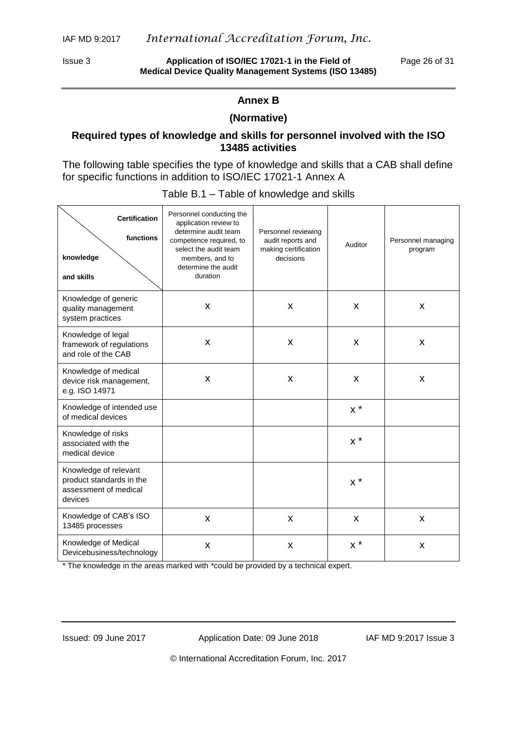## Annex B

## (Normative)

## Required types of knowledge and skills for personnel involved with the ISO 13485 activities

The following table specifies the type of knowledge and skills that a CAB shall define for specific functions in addition to ISO/IEC 17021-1 Annex A

Table B.1 – Table of knowledge and skills

| Certification functions / knowledge and skills | Personnel conducting the application review to determine audit team competence required, to select the audit team members, and to determine the audit duration | Personnel reviewing audit reports and making certification decisions | Auditor | Personnel managing program |
|---|---|---|---|---|
| Knowledge of generic quality management system practices | X | X | X | X |
| Knowledge of legal framework of regulations and role of the CAB | X | X | X | X |
| Knowledge of medical device risk management, e.g. ISO 14971 | X | X | X | X |
| Knowledge of intended use of medical devices | | | X * | |
| Knowledge of risks associated with the medical device | | | X * | |
| Knowledge of relevant product standards in the assessment of medical devices | | | X * | |
| Knowledge of CAB's ISO 13485 processes | X | X | X | X |
| Knowledge of Medical Devicebusiness/technology | X | X | X * | X |

* The knowledge in the areas marked with *could be provided by a technical expert.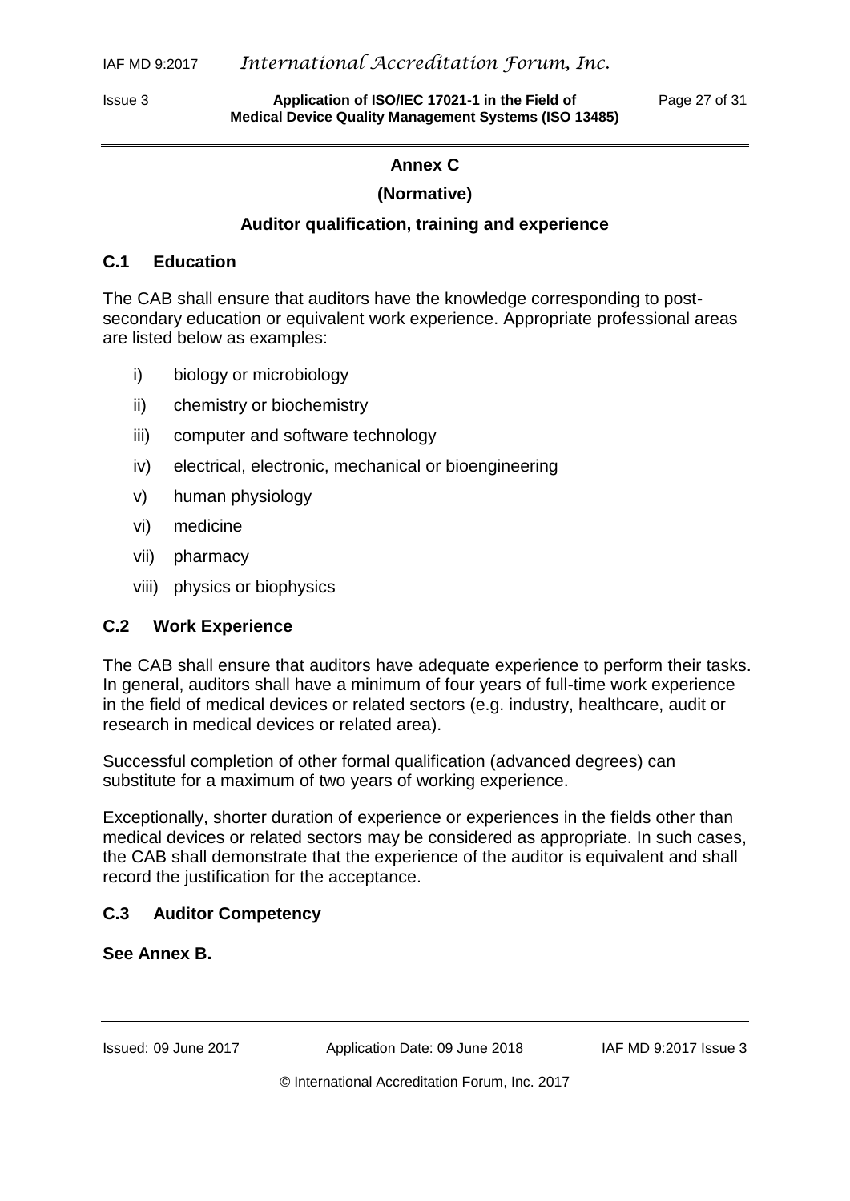## Annex C

## (Normative)

## Auditor qualification, training and experience

### C.1 Education

The CAB shall ensure that auditors have the knowledge corresponding to post-secondary education or equivalent work experience. Appropriate professional areas are listed below as examples:

i) biology or microbiology

ii) chemistry or biochemistry

iii) computer and software technology

iv) electrical, electronic, mechanical or bioengineering

v) human physiology

vi) medicine

vii) pharmacy

viii) physics or biophysics

### C.2 Work Experience

The CAB shall ensure that auditors have adequate experience to perform their tasks. In general, auditors shall have a minimum of four years of full-time work experience in the field of medical devices or related sectors (e.g. industry, healthcare, audit or research in medical devices or related area).

Successful completion of other formal qualification (advanced degrees) can substitute for a maximum of two years of working experience.

Exceptionally, shorter duration of experience or experiences in the fields other than medical devices or related sectors may be considered as appropriate. In such cases, the CAB shall demonstrate that the experience of the auditor is equivalent and shall record the justification for the acceptance.

### C.3 Auditor Competency

**See Annex B.**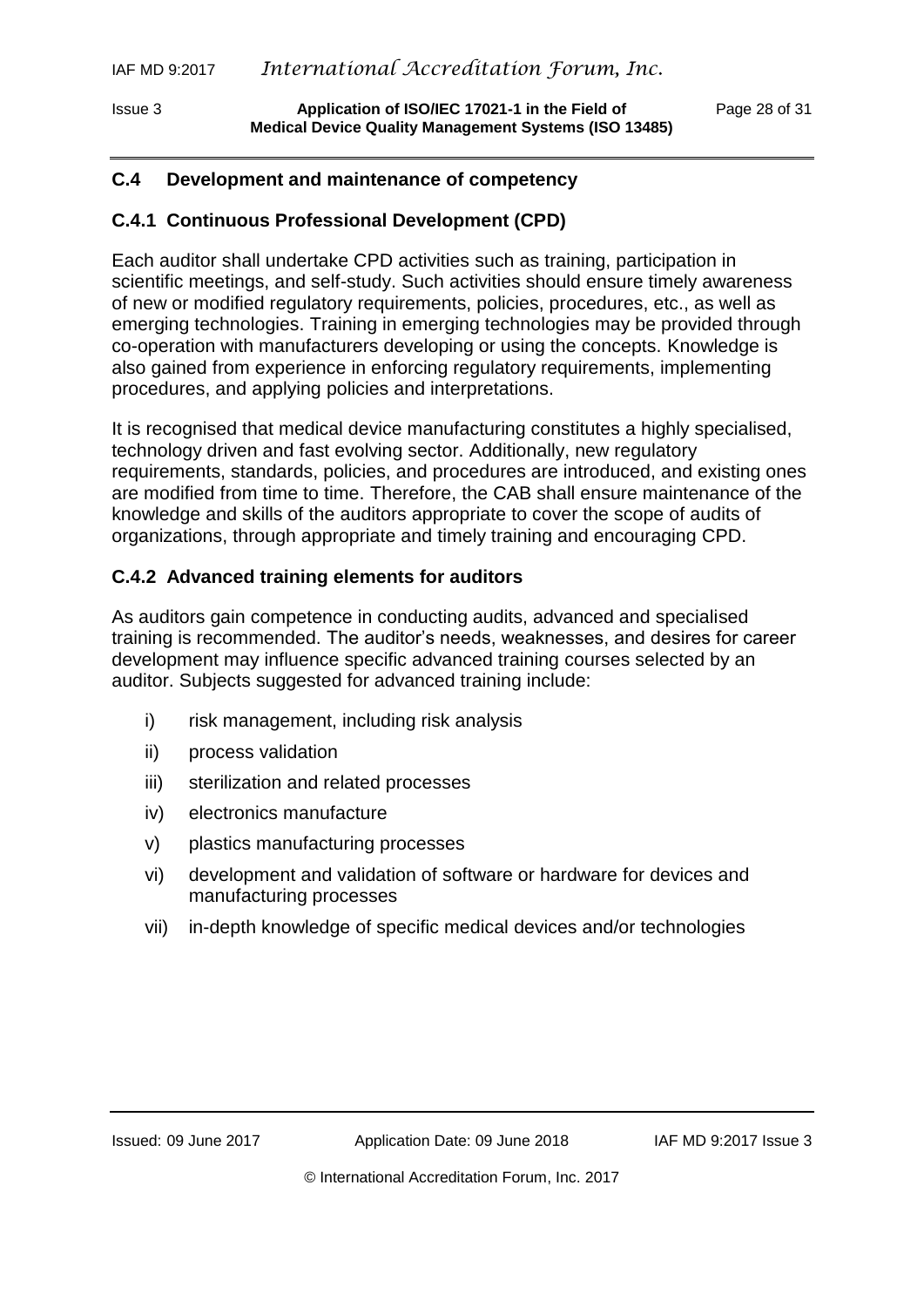## C.4 Development and maintenance of competency

### C.4.1 Continuous Professional Development (CPD)

Each auditor shall undertake CPD activities such as training, participation in scientific meetings, and self-study. Such activities should ensure timely awareness of new or modified regulatory requirements, policies, procedures, etc., as well as emerging technologies. Training in emerging technologies may be provided through co-operation with manufacturers developing or using the concepts. Knowledge is also gained from experience in enforcing regulatory requirements, implementing procedures, and applying policies and interpretations.

It is recognised that medical device manufacturing constitutes a highly specialised, technology driven and fast evolving sector. Additionally, new regulatory requirements, standards, policies, and procedures are introduced, and existing ones are modified from time to time. Therefore, the CAB shall ensure maintenance of the knowledge and skills of the auditors appropriate to cover the scope of audits of organizations, through appropriate and timely training and encouraging CPD.

### C.4.2 Advanced training elements for auditors

As auditors gain competence in conducting audits, advanced and specialised training is recommended. The auditor's needs, weaknesses, and desires for career development may influence specific advanced training courses selected by an auditor. Subjects suggested for advanced training include:

- i) risk management, including risk analysis
- ii) process validation
- iii) sterilization and related processes
- iv) electronics manufacture
- v) plastics manufacturing processes
- vi) development and validation of software or hardware for devices and manufacturing processes
- vii) in-depth knowledge of specific medical devices and/or technologies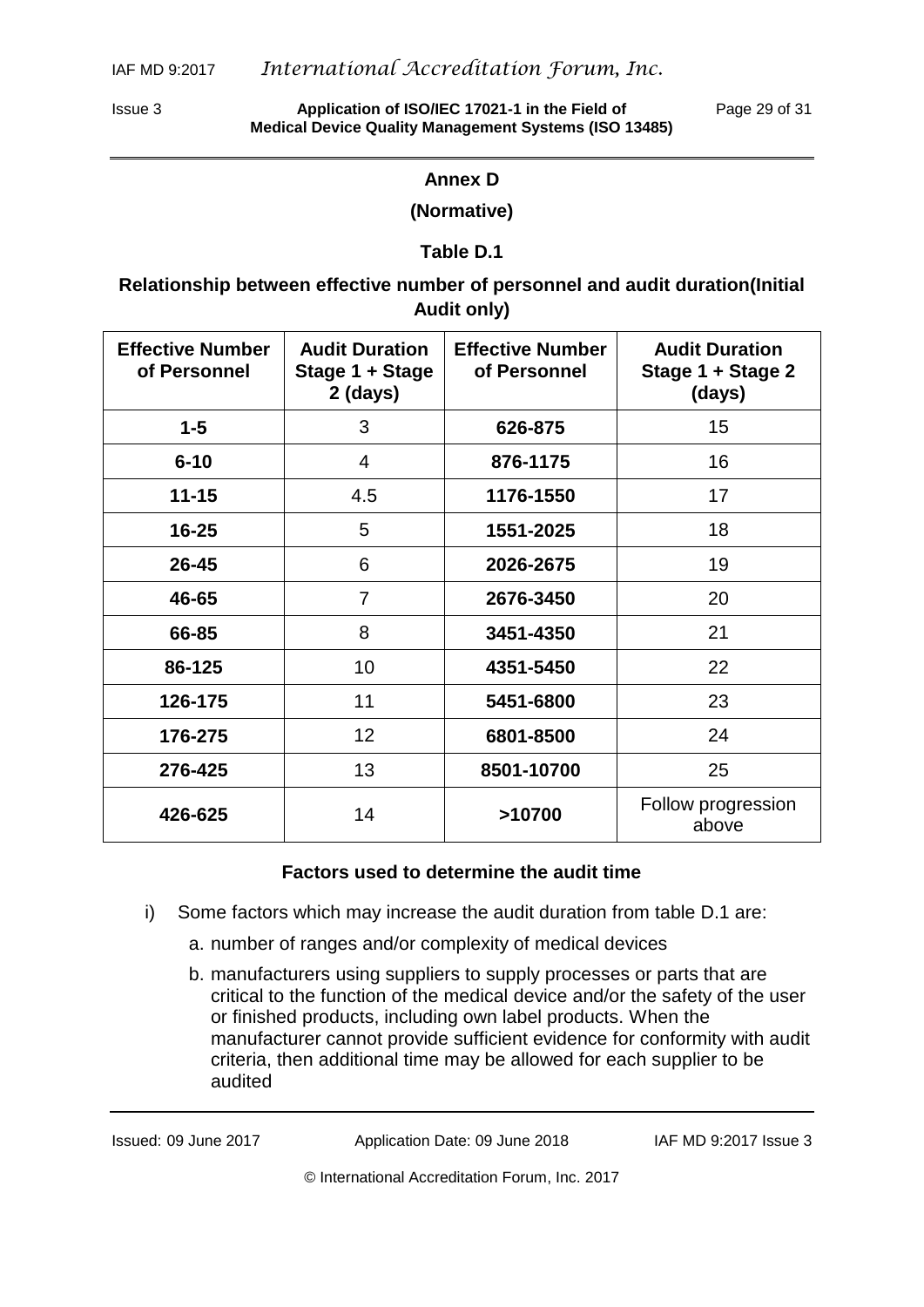**Annex D**

**(Normative)**

**Table D.1**

**Relationship between effective number of personnel and audit duration(Initial Audit only)**

| Effective Number of Personnel | Audit Duration Stage 1 + Stage 2 (days) | Effective Number of Personnel | Audit Duration Stage 1 + Stage 2 (days) |
|---|---|---|---|
| **1-5** | 3 | **626-875** | 15 |
| **6-10** | 4 | **876-1175** | 16 |
| **11-15** | 4.5 | **1176-1550** | 17 |
| **16-25** | 5 | **1551-2025** | 18 |
| **26-45** | 6 | **2026-2675** | 19 |
| **46-65** | 7 | **2676-3450** | 20 |
| **66-85** | 8 | **3451-4350** | 21 |
| **86-125** | 10 | **4351-5450** | 22 |
| **126-175** | 11 | **5451-6800** | 23 |
| **176-275** | 12 | **6801-8500** | 24 |
| **276-425** | 13 | **8501-10700** | 25 |
| **426-625** | 14 | **>10700** | Follow progression above |

**Factors used to determine the audit time**

i) Some factors which may increase the audit duration from table D.1 are:

   a. number of ranges and/or complexity of medical devices

   b. manufacturers using suppliers to supply processes or parts that are critical to the function of the medical device and/or the safety of the user or finished products, including own label products. When the manufacturer cannot provide sufficient evidence for conformity with audit criteria, then additional time may be allowed for each supplier to be audited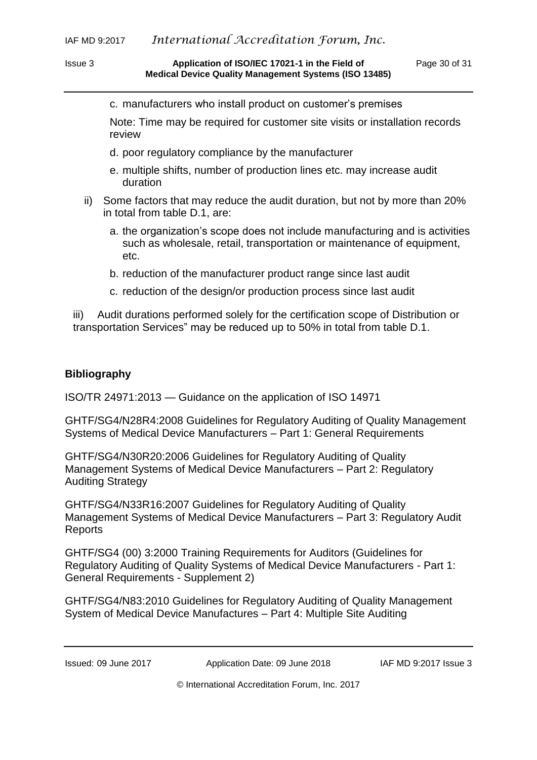c. manufacturers who install product on customer's premises

   Note: Time may be required for customer site visits or installation records review

d. poor regulatory compliance by the manufacturer

e. multiple shifts, number of production lines etc. may increase audit duration

ii) Some factors that may reduce the audit duration, but not by more than 20% in total from table D.1, are:

   a. the organization's scope does not include manufacturing and is activities such as wholesale, retail, transportation or maintenance of equipment, etc.

   b. reduction of the manufacturer product range since last audit

   c. reduction of the design/or production process since last audit

iii) Audit durations performed solely for the certification scope of Distribution or transportation Services" may be reduced up to 50% in total from table D.1.

**Bibliography**

ISO/TR 24971:2013 — Guidance on the application of ISO 14971

GHTF/SG4/N28R4:2008 Guidelines for Regulatory Auditing of Quality Management Systems of Medical Device Manufacturers – Part 1: General Requirements

GHTF/SG4/N30R20:2006 Guidelines for Regulatory Auditing of Quality Management Systems of Medical Device Manufacturers – Part 2: Regulatory Auditing Strategy

GHTF/SG4/N33R16:2007 Guidelines for Regulatory Auditing of Quality Management Systems of Medical Device Manufacturers – Part 3: Regulatory Audit Reports

GHTF/SG4 (00) 3:2000 Training Requirements for Auditors (Guidelines for Regulatory Auditing of Quality Systems of Medical Device Manufacturers - Part 1: General Requirements - Supplement 2)

GHTF/SG4/N83:2010 Guidelines for Regulatory Auditing of Quality Management System of Medical Device Manufactures – Part 4: Multiple Site Auditing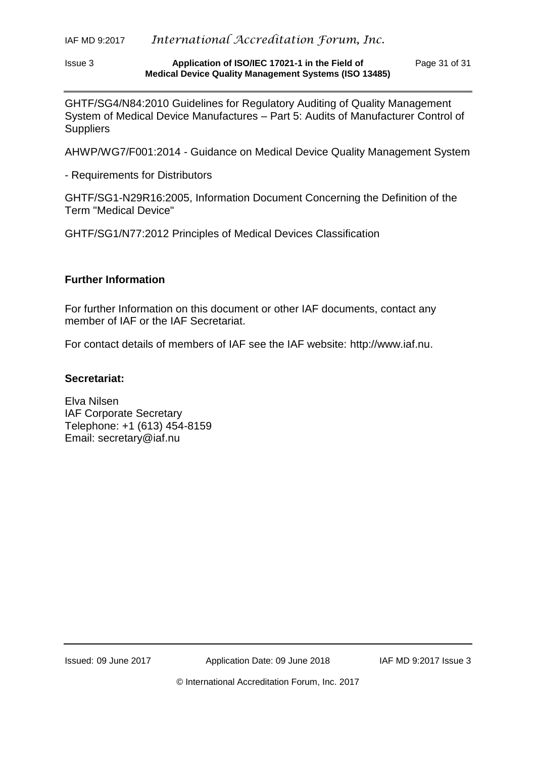GHTF/SG4/N84:2010 Guidelines for Regulatory Auditing of Quality Management System of Medical Device Manufactures – Part 5: Audits of Manufacturer Control of Suppliers

AHWP/WG7/F001:2014 - Guidance on Medical Device Quality Management System

- Requirements for Distributors

GHTF/SG1-N29R16:2005, Information Document Concerning the Definition of the Term "Medical Device"

GHTF/SG1/N77:2012 Principles of Medical Devices Classification

**Further Information**

For further Information on this document or other IAF documents, contact any member of IAF or the IAF Secretariat.

For contact details of members of IAF see the IAF website: http://www.iaf.nu.

**Secretariat:**

Elva Nilsen
IAF Corporate Secretary
Telephone: +1 (613) 454-8159
Email: secretary@iaf.nu